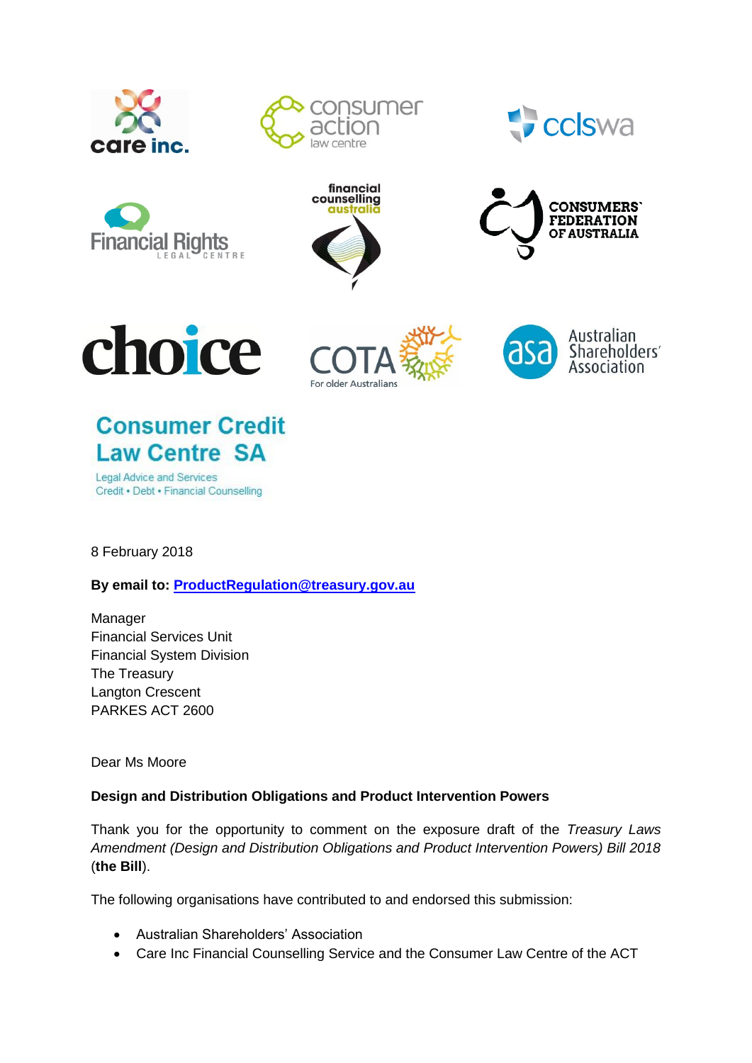8 February 2018

**By email to: [ProductRegulation@treasury.gov.au](mailto:ProductRegulation@treasury.gov.au)**

Manager
Financial Services Unit
Financial System Division
The Treasury
Langton Crescent
PARKES ACT 2600

Dear Ms Moore

**Design and Distribution Obligations and Product Intervention Powers**

Thank you for the opportunity to comment on the exposure draft of the *Treasury Laws Amendment (Design and Distribution Obligations and Product Intervention Powers) Bill 2018* (**the Bill**).

The following organisations have contributed to and endorsed this submission:

- Australian Shareholders' Association
- Care Inc Financial Counselling Service and the Consumer Law Centre of the ACT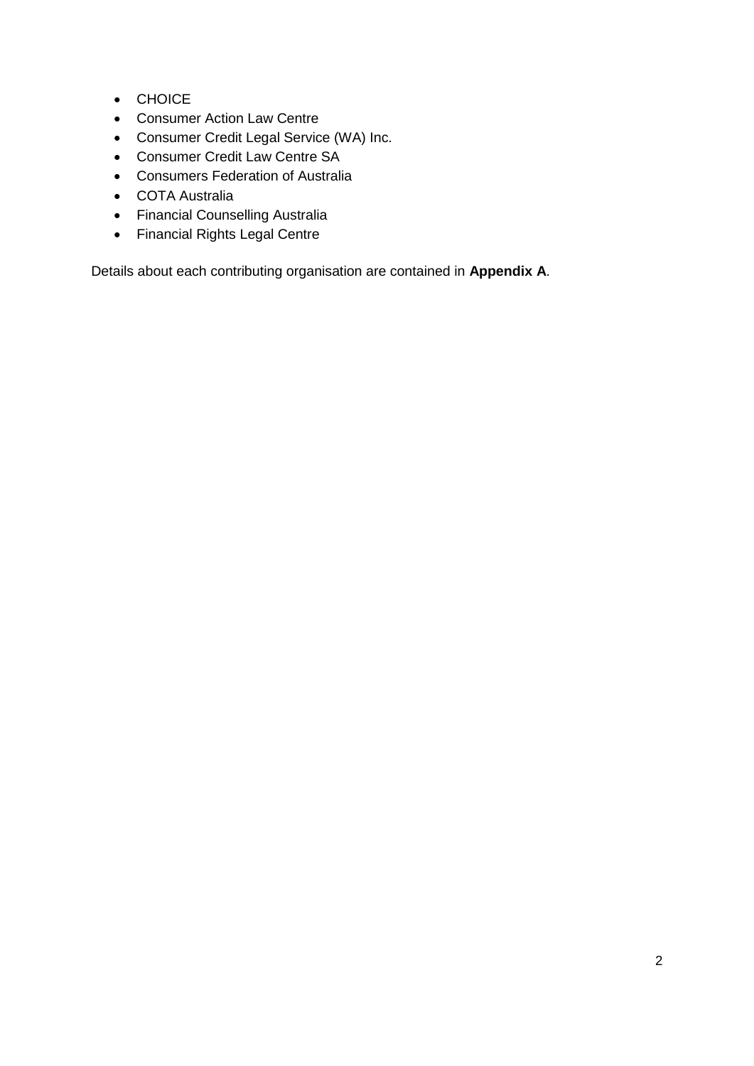- CHOICE
- Consumer Action Law Centre
- Consumer Credit Legal Service (WA) Inc.
- Consumer Credit Law Centre SA
- Consumers Federation of Australia
- COTA Australia
- Financial Counselling Australia
- Financial Rights Legal Centre

Details about each contributing organisation are contained in **Appendix A**.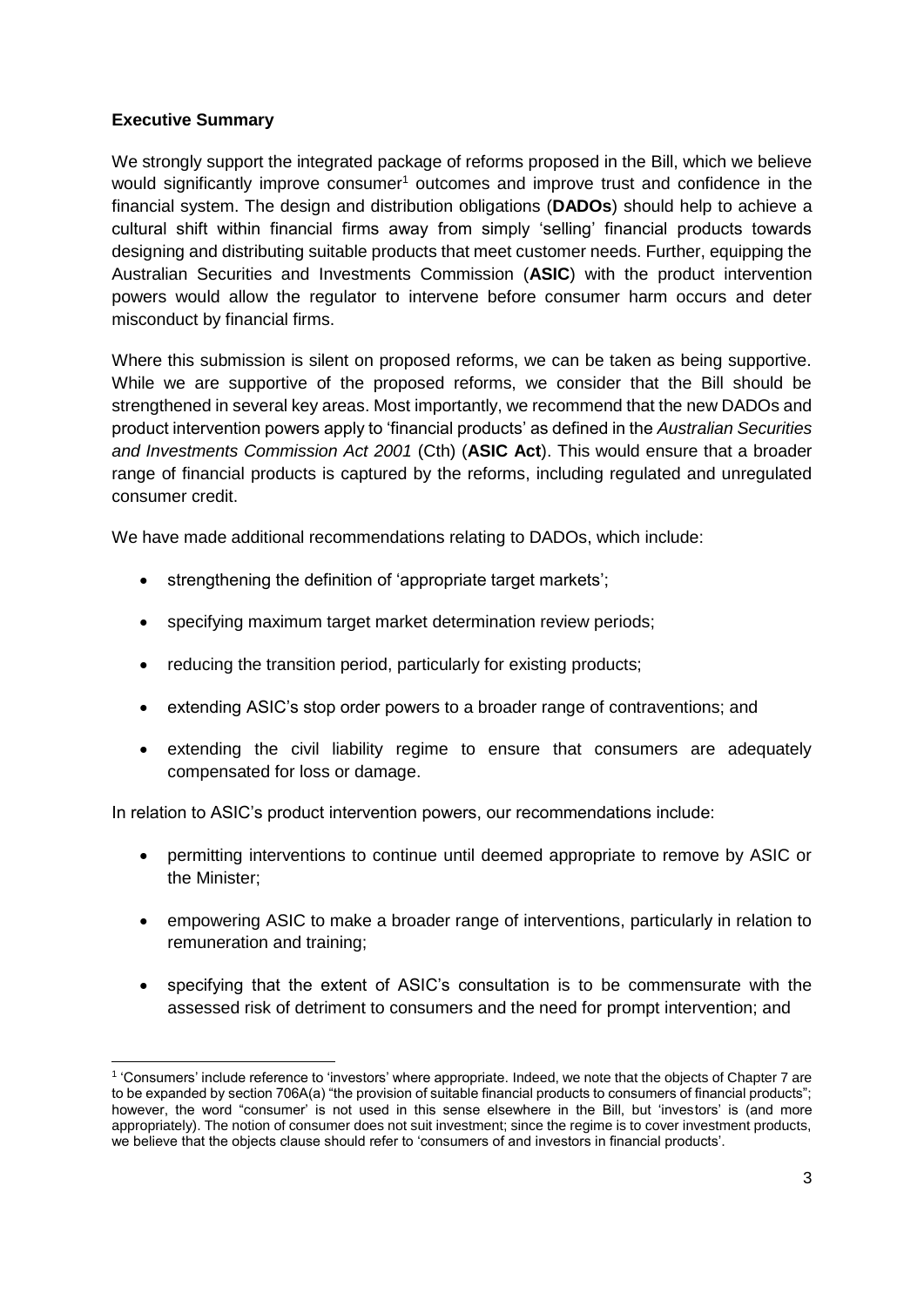**Executive Summary**

We strongly support the integrated package of reforms proposed in the Bill, which we believe would significantly improve consumer[1] outcomes and improve trust and confidence in the financial system. The design and distribution obligations (**DADOs**) should help to achieve a cultural shift within financial firms away from simply 'selling' financial products towards designing and distributing suitable products that meet customer needs. Further, equipping the Australian Securities and Investments Commission (**ASIC**) with the product intervention powers would allow the regulator to intervene before consumer harm occurs and deter misconduct by financial firms.

Where this submission is silent on proposed reforms, we can be taken as being supportive. While we are supportive of the proposed reforms, we consider that the Bill should be strengthened in several key areas. Most importantly, we recommend that the new DADOs and product intervention powers apply to 'financial products' as defined in the *Australian Securities and Investments Commission Act 2001* (Cth) (**ASIC Act**). This would ensure that a broader range of financial products is captured by the reforms, including regulated and unregulated consumer credit.

We have made additional recommendations relating to DADOs, which include:

- strengthening the definition of 'appropriate target markets';
- specifying maximum target market determination review periods;
- reducing the transition period, particularly for existing products;
- extending ASIC's stop order powers to a broader range of contraventions; and
- extending the civil liability regime to ensure that consumers are adequately compensated for loss or damage.

In relation to ASIC's product intervention powers, our recommendations include:

- permitting interventions to continue until deemed appropriate to remove by ASIC or the Minister;
- empowering ASIC to make a broader range of interventions, particularly in relation to remuneration and training;
- specifying that the extent of ASIC's consultation is to be commensurate with the assessed risk of detriment to consumers and the need for prompt intervention; and

---

[1] 'Consumers' include reference to 'investors' where appropriate. Indeed, we note that the objects of Chapter 7 are to be expanded by section 706A(a) "the provision of suitable financial products to consumers of financial products"; however, the word "consumer' is not used in this sense elsewhere in the Bill, but 'investors' is (and more appropriately). The notion of consumer does not suit investment; since the regime is to cover investment products, we believe that the objects clause should refer to 'consumers of and investors in financial products'.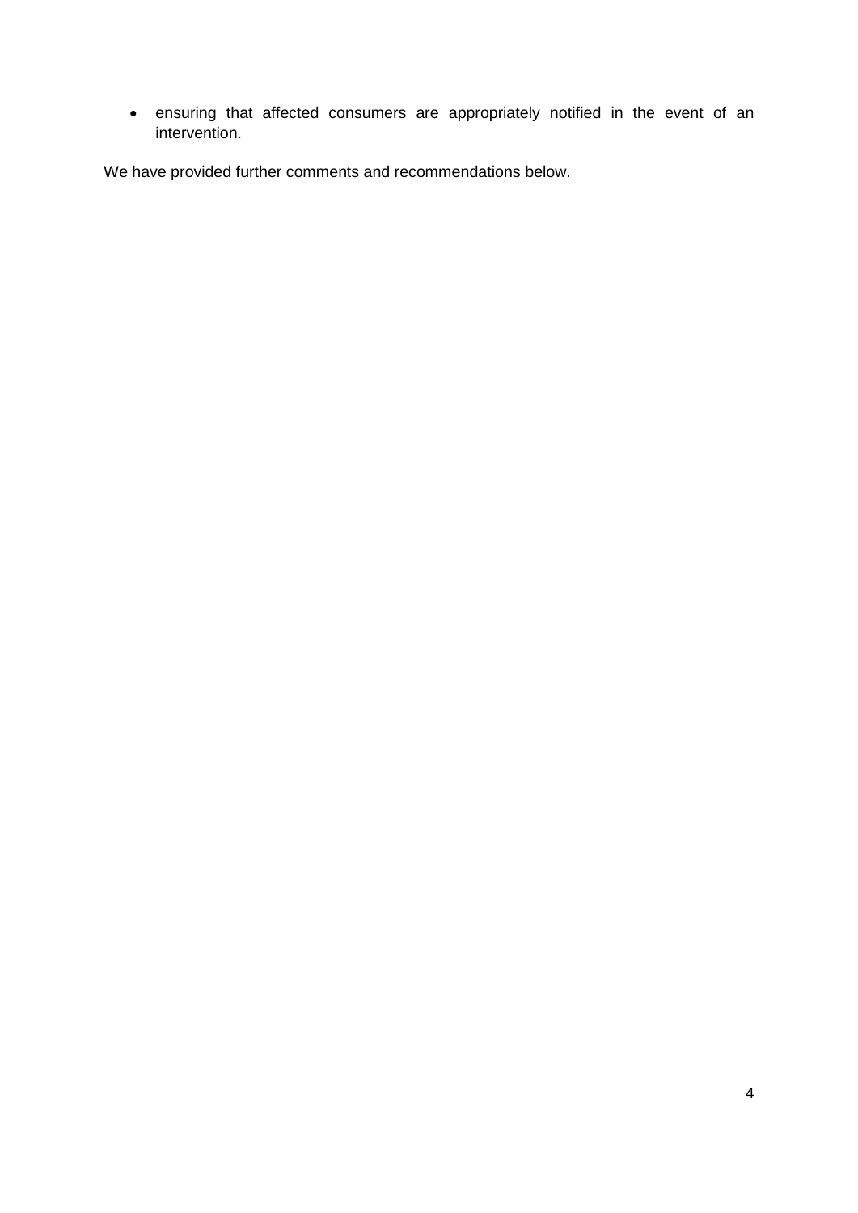- ensuring that affected consumers are appropriately notified in the event of an intervention.

We have provided further comments and recommendations below.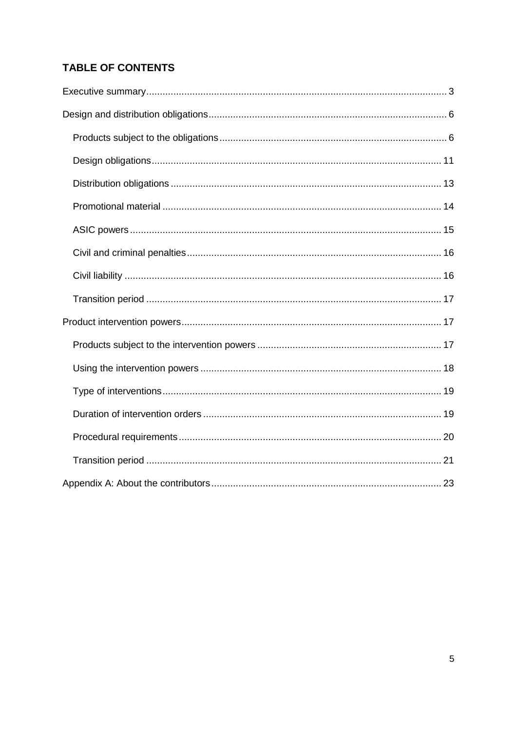## TABLE OF CONTENTS

- Executive summary 3
- Design and distribution obligations 6
  - Products subject to the obligations 6
  - Design obligations 11
  - Distribution obligations 13
  - Promotional material 14
  - ASIC powers 15
  - Civil and criminal penalties 16
  - Civil liability 16
  - Transition period 17
- Product intervention powers 17
  - Products subject to the intervention powers 17
  - Using the intervention powers 18
  - Type of interventions 19
  - Duration of intervention orders 19
  - Procedural requirements 20
  - Transition period 21
- Appendix A: About the contributors 23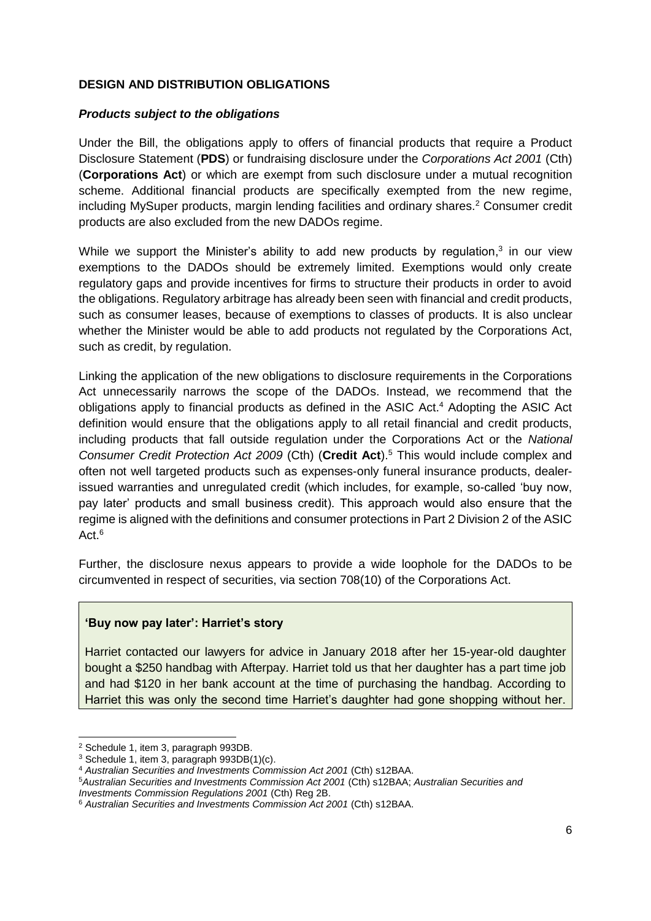**DESIGN AND DISTRIBUTION OBLIGATIONS**

***Products subject to the obligations***

Under the Bill, the obligations apply to offers of financial products that require a Product Disclosure Statement (**PDS**) or fundraising disclosure under the *Corporations Act 2001* (Cth) (**Corporations Act**) or which are exempt from such disclosure under a mutual recognition scheme. Additional financial products are specifically exempted from the new regime, including MySuper products, margin lending facilities and ordinary shares.[2] Consumer credit products are also excluded from the new DADOs regime.

While we support the Minister's ability to add new products by regulation,[3] in our view exemptions to the DADOs should be extremely limited. Exemptions would only create regulatory gaps and provide incentives for firms to structure their products in order to avoid the obligations. Regulatory arbitrage has already been seen with financial and credit products, such as consumer leases, because of exemptions to classes of products. It is also unclear whether the Minister would be able to add products not regulated by the Corporations Act, such as credit, by regulation.

Linking the application of the new obligations to disclosure requirements in the Corporations Act unnecessarily narrows the scope of the DADOs. Instead, we recommend that the obligations apply to financial products as defined in the ASIC Act.[4] Adopting the ASIC Act definition would ensure that the obligations apply to all retail financial and credit products, including products that fall outside regulation under the Corporations Act or the *National Consumer Credit Protection Act 2009* (Cth) (**Credit Act**).[5] This would include complex and often not well targeted products such as expenses-only funeral insurance products, dealer-issued warranties and unregulated credit (which includes, for example, so-called 'buy now, pay later' products and small business credit). This approach would also ensure that the regime is aligned with the definitions and consumer protections in Part 2 Division 2 of the ASIC Act.[6]

Further, the disclosure nexus appears to provide a wide loophole for the DADOs to be circumvented in respect of securities, via section 708(10) of the Corporations Act.

**'Buy now pay later': Harriet's story**

Harriet contacted our lawyers for advice in January 2018 after her 15-year-old daughter bought a $250 handbag with Afterpay. Harriet told us that her daughter has a part time job and had $120 in her bank account at the time of purchasing the handbag. According to Harriet this was only the second time Harriet's daughter had gone shopping without her.

---

[2] Schedule 1, item 3, paragraph 993DB.

[3] Schedule 1, item 3, paragraph 993DB(1)(c).

[4] *Australian Securities and Investments Commission Act 2001* (Cth) s12BAA.

[5] *Australian Securities and Investments Commission Act 2001* (Cth) s12BAA; *Australian Securities and Investments Commission Regulations 2001* (Cth) Reg 2B.

[6] *Australian Securities and Investments Commission Act 2001* (Cth) s12BAA.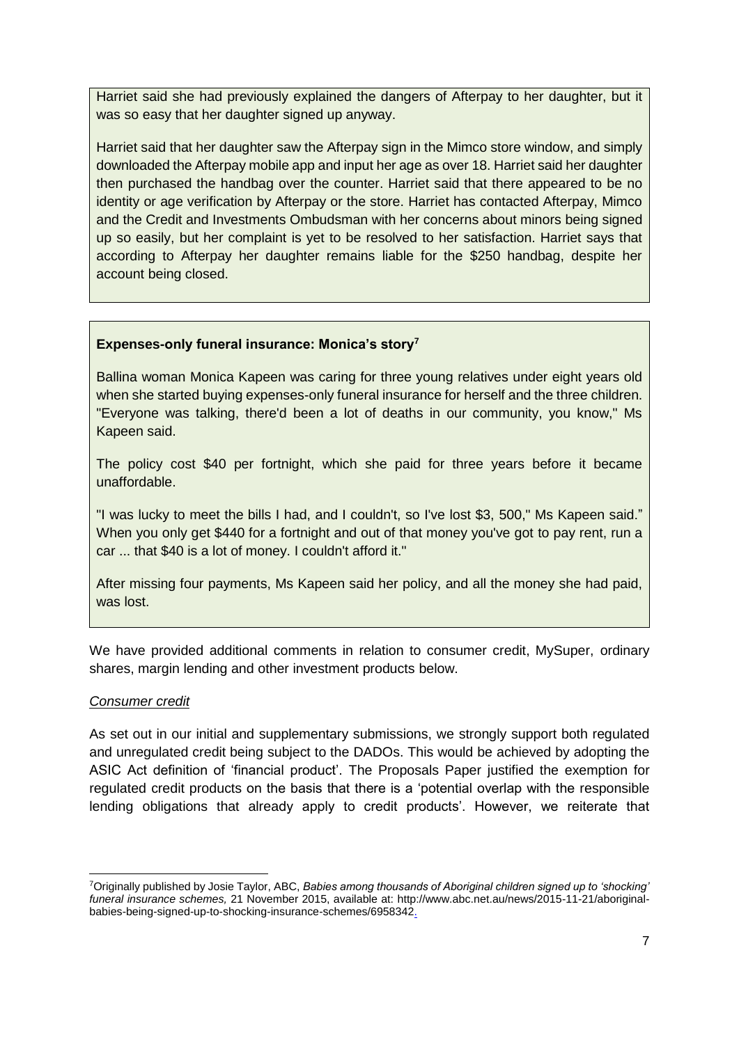Harriet said she had previously explained the dangers of Afterpay to her daughter, but it was so easy that her daughter signed up anyway.

Harriet said that her daughter saw the Afterpay sign in the Mimco store window, and simply downloaded the Afterpay mobile app and input her age as over 18. Harriet said her daughter then purchased the handbag over the counter. Harriet said that there appeared to be no identity or age verification by Afterpay or the store. Harriet has contacted Afterpay, Mimco and the Credit and Investments Ombudsman with her concerns about minors being signed up so easily, but her complaint is yet to be resolved to her satisfaction. Harriet says that according to Afterpay her daughter remains liable for the $250 handbag, despite her account being closed.

**Expenses-only funeral insurance: Monica's story**[7]

Ballina woman Monica Kapeen was caring for three young relatives under eight years old when she started buying expenses-only funeral insurance for herself and the three children. "Everyone was talking, there'd been a lot of deaths in our community, you know," Ms Kapeen said.

The policy cost $40 per fortnight, which she paid for three years before it became unaffordable.

"I was lucky to meet the bills I had, and I couldn't, so I've lost $3, 500," Ms Kapeen said." When you only get $440 for a fortnight and out of that money you've got to pay rent, run a car ... that $40 is a lot of money. I couldn't afford it."

After missing four payments, Ms Kapeen said her policy, and all the money she had paid, was lost.

We have provided additional comments in relation to consumer credit, MySuper, ordinary shares, margin lending and other investment products below.

*Consumer credit*

As set out in our initial and supplementary submissions, we strongly support both regulated and unregulated credit being subject to the DADOs. This would be achieved by adopting the ASIC Act definition of 'financial product'. The Proposals Paper justified the exemption for regulated credit products on the basis that there is a 'potential overlap with the responsible lending obligations that already apply to credit products'. However, we reiterate that

[7] Originally published by Josie Taylor, ABC, *Babies among thousands of Aboriginal children signed up to 'shocking' funeral insurance schemes,* 21 November 2015, available at: http://www.abc.net.au/news/2015-11-21/aboriginal-babies-being-signed-up-to-shocking-insurance-schemes/6958342.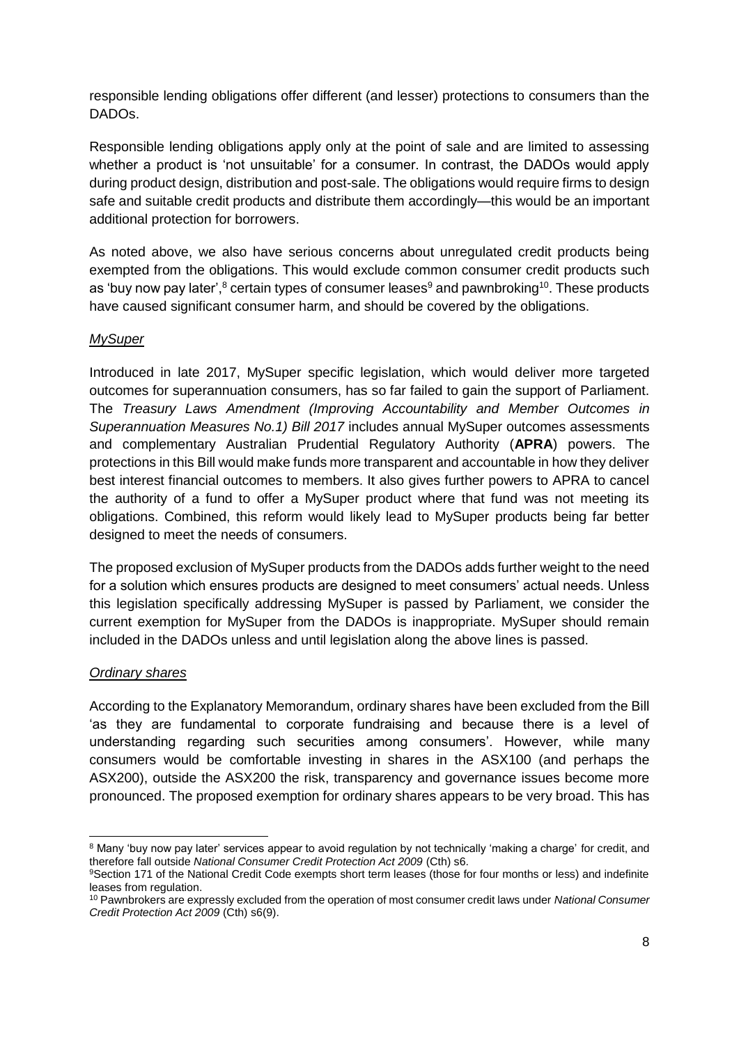responsible lending obligations offer different (and lesser) protections to consumers than the DADOs.

Responsible lending obligations apply only at the point of sale and are limited to assessing whether a product is 'not unsuitable' for a consumer. In contrast, the DADOs would apply during product design, distribution and post-sale. The obligations would require firms to design safe and suitable credit products and distribute them accordingly—this would be an important additional protection for borrowers.

As noted above, we also have serious concerns about unregulated credit products being exempted from the obligations. This would exclude common consumer credit products such as 'buy now pay later',[8] certain types of consumer leases[9] and pawnbroking[10]. These products have caused significant consumer harm, and should be covered by the obligations.

*MySuper*

Introduced in late 2017, MySuper specific legislation, which would deliver more targeted outcomes for superannuation consumers, has so far failed to gain the support of Parliament. The *Treasury Laws Amendment (Improving Accountability and Member Outcomes in Superannuation Measures No.1) Bill 2017* includes annual MySuper outcomes assessments and complementary Australian Prudential Regulatory Authority (**APRA**) powers. The protections in this Bill would make funds more transparent and accountable in how they deliver best interest financial outcomes to members. It also gives further powers to APRA to cancel the authority of a fund to offer a MySuper product where that fund was not meeting its obligations. Combined, this reform would likely lead to MySuper products being far better designed to meet the needs of consumers.

The proposed exclusion of MySuper products from the DADOs adds further weight to the need for a solution which ensures products are designed to meet consumers' actual needs. Unless this legislation specifically addressing MySuper is passed by Parliament, we consider the current exemption for MySuper from the DADOs is inappropriate. MySuper should remain included in the DADOs unless and until legislation along the above lines is passed.

*Ordinary shares*

According to the Explanatory Memorandum, ordinary shares have been excluded from the Bill 'as they are fundamental to corporate fundraising and because there is a level of understanding regarding such securities among consumers'. However, while many consumers would be comfortable investing in shares in the ASX100 (and perhaps the ASX200), outside the ASX200 the risk, transparency and governance issues become more pronounced. The proposed exemption for ordinary shares appears to be very broad. This has

---

[8] Many 'buy now pay later' services appear to avoid regulation by not technically 'making a charge' for credit, and therefore fall outside *National Consumer Credit Protection Act 2009* (Cth) s6.

[9] Section 171 of the National Credit Code exempts short term leases (those for four months or less) and indefinite leases from regulation.

[10] Pawnbrokers are expressly excluded from the operation of most consumer credit laws under *National Consumer Credit Protection Act 2009* (Cth) s6(9).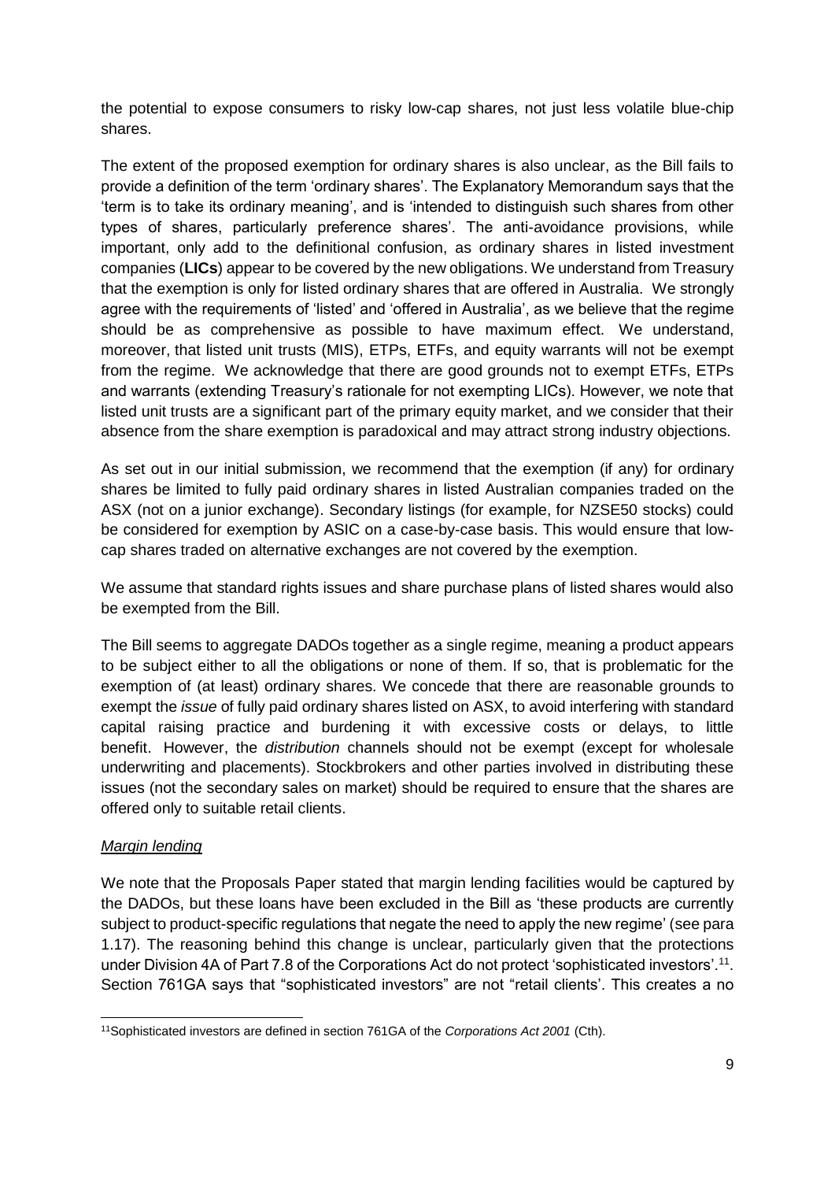the potential to expose consumers to risky low-cap shares, not just less volatile blue-chip shares.

The extent of the proposed exemption for ordinary shares is also unclear, as the Bill fails to provide a definition of the term 'ordinary shares'. The Explanatory Memorandum says that the 'term is to take its ordinary meaning', and is 'intended to distinguish such shares from other types of shares, particularly preference shares'. The anti-avoidance provisions, while important, only add to the definitional confusion, as ordinary shares in listed investment companies (**LICs**) appear to be covered by the new obligations. We understand from Treasury that the exemption is only for listed ordinary shares that are offered in Australia. We strongly agree with the requirements of 'listed' and 'offered in Australia', as we believe that the regime should be as comprehensive as possible to have maximum effect. We understand, moreover, that listed unit trusts (MIS), ETPs, ETFs, and equity warrants will not be exempt from the regime. We acknowledge that there are good grounds not to exempt ETFs, ETPs and warrants (extending Treasury's rationale for not exempting LICs). However, we note that listed unit trusts are a significant part of the primary equity market, and we consider that their absence from the share exemption is paradoxical and may attract strong industry objections.

As set out in our initial submission, we recommend that the exemption (if any) for ordinary shares be limited to fully paid ordinary shares in listed Australian companies traded on the ASX (not on a junior exchange). Secondary listings (for example, for NZSE50 stocks) could be considered for exemption by ASIC on a case-by-case basis. This would ensure that low-cap shares traded on alternative exchanges are not covered by the exemption.

We assume that standard rights issues and share purchase plans of listed shares would also be exempted from the Bill.

The Bill seems to aggregate DADOs together as a single regime, meaning a product appears to be subject either to all the obligations or none of them. If so, that is problematic for the exemption of (at least) ordinary shares. We concede that there are reasonable grounds to exempt the *issue* of fully paid ordinary shares listed on ASX, to avoid interfering with standard capital raising practice and burdening it with excessive costs or delays, to little benefit. However, the *distribution* channels should not be exempt (except for wholesale underwriting and placements). Stockbrokers and other parties involved in distributing these issues (not the secondary sales on market) should be required to ensure that the shares are offered only to suitable retail clients.

*Margin lending*

We note that the Proposals Paper stated that margin lending facilities would be captured by the DADOs, but these loans have been excluded in the Bill as 'these products are currently subject to product-specific regulations that negate the need to apply the new regime' (see para 1.17). The reasoning behind this change is unclear, particularly given that the protections under Division 4A of Part 7.8 of the Corporations Act do not protect 'sophisticated investors'.[11]. Section 761GA says that "sophisticated investors" are not "retail clients'. This creates a no

[11] Sophisticated investors are defined in section 761GA of the *Corporations Act 2001* (Cth).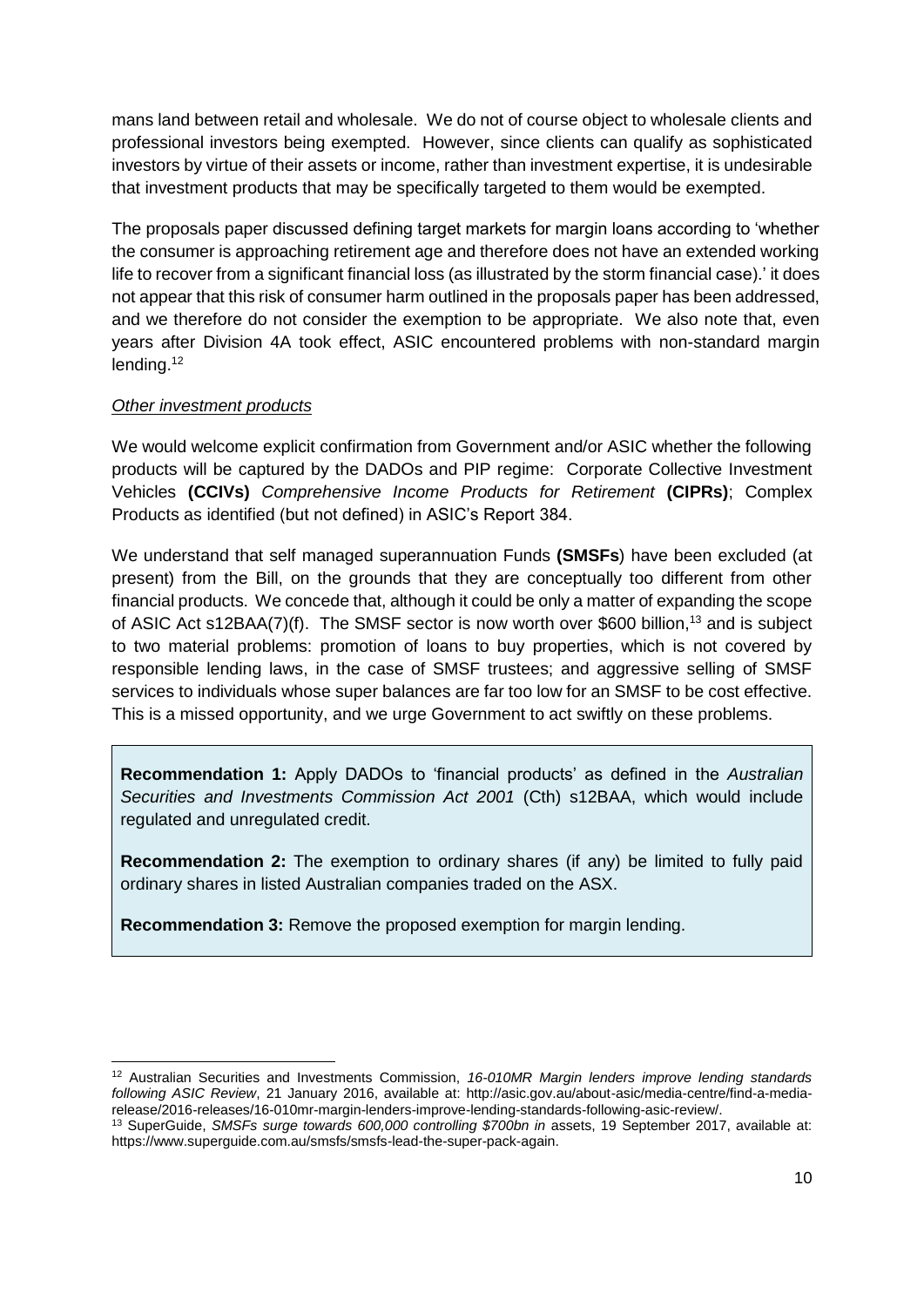mans land between retail and wholesale. We do not of course object to wholesale clients and professional investors being exempted. However, since clients can qualify as sophisticated investors by virtue of their assets or income, rather than investment expertise, it is undesirable that investment products that may be specifically targeted to them would be exempted.

The proposals paper discussed defining target markets for margin loans according to 'whether the consumer is approaching retirement age and therefore does not have an extended working life to recover from a significant financial loss (as illustrated by the storm financial case).' it does not appear that this risk of consumer harm outlined in the proposals paper has been addressed, and we therefore do not consider the exemption to be appropriate. We also note that, even years after Division 4A took effect, ASIC encountered problems with non-standard margin lending.[12]

*Other investment products*

We would welcome explicit confirmation from Government and/or ASIC whether the following products will be captured by the DADOs and PIP regime: Corporate Collective Investment Vehicles **(CCIVs)** *Comprehensive Income Products for Retirement* **(CIPRs)**; Complex Products as identified (but not defined) in ASIC's Report 384.

We understand that self managed superannuation Funds **(SMSFs**) have been excluded (at present) from the Bill, on the grounds that they are conceptually too different from other financial products. We concede that, although it could be only a matter of expanding the scope of ASIC Act s12BAA(7)(f). The SMSF sector is now worth over $600 billion,[13] and is subject to two material problems: promotion of loans to buy properties, which is not covered by responsible lending laws, in the case of SMSF trustees; and aggressive selling of SMSF services to individuals whose super balances are far too low for an SMSF to be cost effective. This is a missed opportunity, and we urge Government to act swiftly on these problems.

**Recommendation 1:** Apply DADOs to 'financial products' as defined in the *Australian Securities and Investments Commission Act 2001* (Cth) s12BAA, which would include regulated and unregulated credit.

**Recommendation 2:** The exemption to ordinary shares (if any) be limited to fully paid ordinary shares in listed Australian companies traded on the ASX.

**Recommendation 3:** Remove the proposed exemption for margin lending.

---

[12] Australian Securities and Investments Commission, *16-010MR Margin lenders improve lending standards following ASIC Review*, 21 January 2016, available at: http://asic.gov.au/about-asic/media-centre/find-a-media-release/2016-releases/16-010mr-margin-lenders-improve-lending-standards-following-asic-review/.

[13] SuperGuide, *SMSFs surge towards 600,000 controlling $700bn in* assets, 19 September 2017, available at: https://www.superguide.com.au/smsfs/smsfs-lead-the-super-pack-again.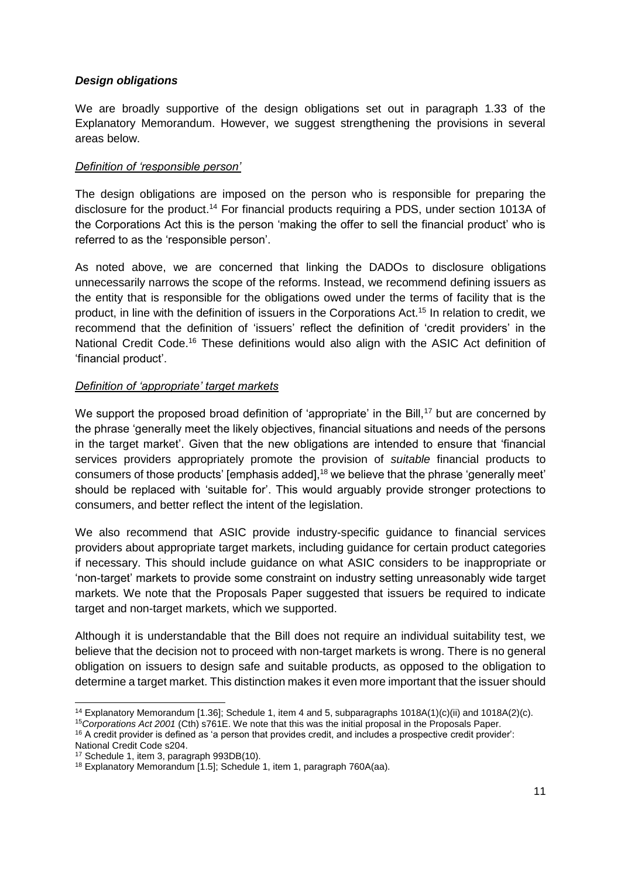### *Design obligations*

We are broadly supportive of the design obligations set out in paragraph 1.33 of the Explanatory Memorandum. However, we suggest strengthening the provisions in several areas below.

#### *Definition of 'responsible person'*

The design obligations are imposed on the person who is responsible for preparing the disclosure for the product.[14] For financial products requiring a PDS, under section 1013A of the Corporations Act this is the person 'making the offer to sell the financial product' who is referred to as the 'responsible person'.

As noted above, we are concerned that linking the DADOs to disclosure obligations unnecessarily narrows the scope of the reforms. Instead, we recommend defining issuers as the entity that is responsible for the obligations owed under the terms of facility that is the product, in line with the definition of issuers in the Corporations Act.[15] In relation to credit, we recommend that the definition of 'issuers' reflect the definition of 'credit providers' in the National Credit Code.[16] These definitions would also align with the ASIC Act definition of 'financial product'.

#### *Definition of 'appropriate' target markets*

We support the proposed broad definition of 'appropriate' in the Bill,[17] but are concerned by the phrase 'generally meet the likely objectives, financial situations and needs of the persons in the target market'. Given that the new obligations are intended to ensure that 'financial services providers appropriately promote the provision of *suitable* financial products to consumers of those products' [emphasis added],[18] we believe that the phrase 'generally meet' should be replaced with 'suitable for'. This would arguably provide stronger protections to consumers, and better reflect the intent of the legislation.

We also recommend that ASIC provide industry-specific guidance to financial services providers about appropriate target markets, including guidance for certain product categories if necessary. This should include guidance on what ASIC considers to be inappropriate or 'non-target' markets to provide some constraint on industry setting unreasonably wide target markets. We note that the Proposals Paper suggested that issuers be required to indicate target and non-target markets, which we supported.

Although it is understandable that the Bill does not require an individual suitability test, we believe that the decision not to proceed with non-target markets is wrong. There is no general obligation on issuers to design safe and suitable products, as opposed to the obligation to determine a target market. This distinction makes it even more important that the issuer should

---

[14] Explanatory Memorandum [1.36]; Schedule 1, item 4 and 5, subparagraphs 1018A(1)(c)(ii) and 1018A(2)(c).

[15] *Corporations Act 2001* (Cth) s761E. We note that this was the initial proposal in the Proposals Paper.

[16] A credit provider is defined as 'a person that provides credit, and includes a prospective credit provider': National Credit Code s204.

[17] Schedule 1, item 3, paragraph 993DB(10).

[18] Explanatory Memorandum [1.5]; Schedule 1, item 1, paragraph 760A(aa).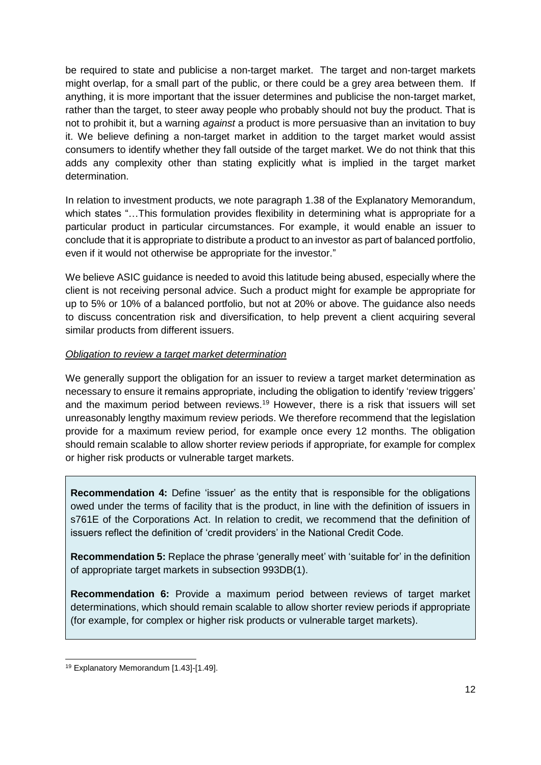be required to state and publicise a non-target market. The target and non-target markets might overlap, for a small part of the public, or there could be a grey area between them. If anything, it is more important that the issuer determines and publicise the non-target market, rather than the target, to steer away people who probably should not buy the product. That is not to prohibit it, but a warning *against* a product is more persuasive than an invitation to buy it. We believe defining a non-target market in addition to the target market would assist consumers to identify whether they fall outside of the target market. We do not think that this adds any complexity other than stating explicitly what is implied in the target market determination.

In relation to investment products, we note paragraph 1.38 of the Explanatory Memorandum, which states "…This formulation provides flexibility in determining what is appropriate for a particular product in particular circumstances. For example, it would enable an issuer to conclude that it is appropriate to distribute a product to an investor as part of balanced portfolio, even if it would not otherwise be appropriate for the investor."

We believe ASIC guidance is needed to avoid this latitude being abused, especially where the client is not receiving personal advice. Such a product might for example be appropriate for up to 5% or 10% of a balanced portfolio, but not at 20% or above. The guidance also needs to discuss concentration risk and diversification, to help prevent a client acquiring several similar products from different issuers.

*Obligation to review a target market determination*

We generally support the obligation for an issuer to review a target market determination as necessary to ensure it remains appropriate, including the obligation to identify 'review triggers' and the maximum period between reviews.[19] However, there is a risk that issuers will set unreasonably lengthy maximum review periods. We therefore recommend that the legislation provide for a maximum review period, for example once every 12 months. The obligation should remain scalable to allow shorter review periods if appropriate, for example for complex or higher risk products or vulnerable target markets.

> **Recommendation 4:** Define 'issuer' as the entity that is responsible for the obligations owed under the terms of facility that is the product, in line with the definition of issuers in s761E of the Corporations Act. In relation to credit, we recommend that the definition of issuers reflect the definition of 'credit providers' in the National Credit Code.
>
> **Recommendation 5:** Replace the phrase 'generally meet' with 'suitable for' in the definition of appropriate target markets in subsection 993DB(1).
>
> **Recommendation 6:** Provide a maximum period between reviews of target market determinations, which should remain scalable to allow shorter review periods if appropriate (for example, for complex or higher risk products or vulnerable target markets).

[19] Explanatory Memorandum [1.43]-[1.49].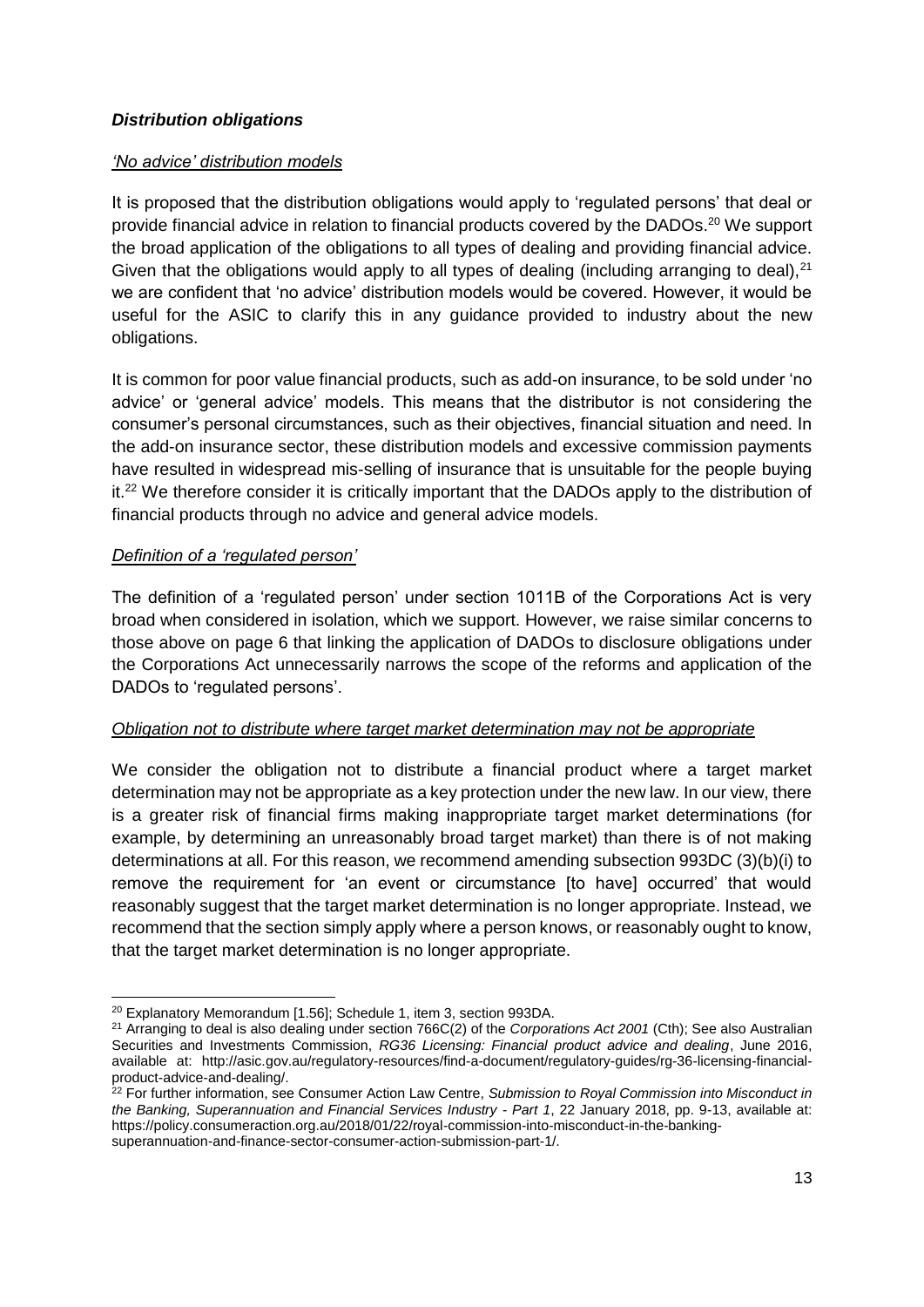***Distribution obligations***

*'No advice' distribution models*

It is proposed that the distribution obligations would apply to 'regulated persons' that deal or provide financial advice in relation to financial products covered by the DADOs.[20] We support the broad application of the obligations to all types of dealing and providing financial advice. Given that the obligations would apply to all types of dealing (including arranging to deal),[21] we are confident that 'no advice' distribution models would be covered. However, it would be useful for the ASIC to clarify this in any guidance provided to industry about the new obligations.

It is common for poor value financial products, such as add-on insurance, to be sold under 'no advice' or 'general advice' models. This means that the distributor is not considering the consumer's personal circumstances, such as their objectives, financial situation and need. In the add-on insurance sector, these distribution models and excessive commission payments have resulted in widespread mis-selling of insurance that is unsuitable for the people buying it.[22] We therefore consider it is critically important that the DADOs apply to the distribution of financial products through no advice and general advice models.

*Definition of a 'regulated person'*

The definition of a 'regulated person' under section 1011B of the Corporations Act is very broad when considered in isolation, which we support. However, we raise similar concerns to those above on page 6 that linking the application of DADOs to disclosure obligations under the Corporations Act unnecessarily narrows the scope of the reforms and application of the DADOs to 'regulated persons'.

*Obligation not to distribute where target market determination may not be appropriate*

We consider the obligation not to distribute a financial product where a target market determination may not be appropriate as a key protection under the new law. In our view, there is a greater risk of financial firms making inappropriate target market determinations (for example, by determining an unreasonably broad target market) than there is of not making determinations at all. For this reason, we recommend amending subsection 993DC (3)(b)(i) to remove the requirement for 'an event or circumstance [to have] occurred' that would reasonably suggest that the target market determination is no longer appropriate. Instead, we recommend that the section simply apply where a person knows, or reasonably ought to know, that the target market determination is no longer appropriate.

---

[20] Explanatory Memorandum [1.56]; Schedule 1, item 3, section 993DA.

[21] Arranging to deal is also dealing under section 766C(2) of the *Corporations Act 2001* (Cth); See also Australian Securities and Investments Commission, *RG36 Licensing: Financial product advice and dealing*, June 2016, available at: http://asic.gov.au/regulatory-resources/find-a-document/regulatory-guides/rg-36-licensing-financial-product-advice-and-dealing/.

[22] For further information, see Consumer Action Law Centre, *Submission to Royal Commission into Misconduct in the Banking, Superannuation and Financial Services Industry - Part 1*, 22 January 2018, pp. 9-13, available at: https://policy.consumeraction.org.au/2018/01/22/royal-commission-into-misconduct-in-the-banking-superannuation-and-finance-sector-consumer-action-submission-part-1/.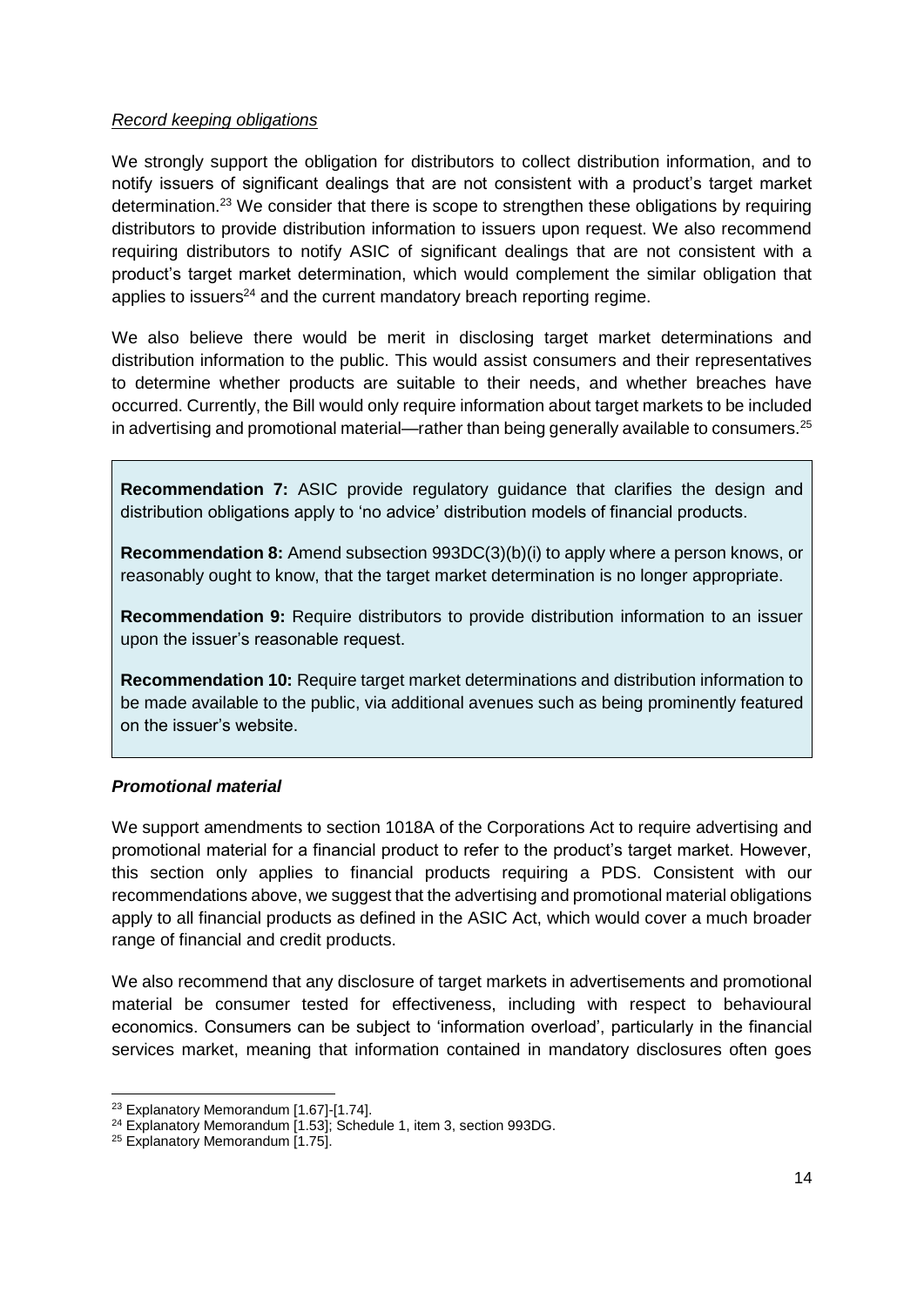*Record keeping obligations*

We strongly support the obligation for distributors to collect distribution information, and to notify issuers of significant dealings that are not consistent with a product's target market determination.[23] We consider that there is scope to strengthen these obligations by requiring distributors to provide distribution information to issuers upon request. We also recommend requiring distributors to notify ASIC of significant dealings that are not consistent with a product's target market determination, which would complement the similar obligation that applies to issuers[24] and the current mandatory breach reporting regime.

We also believe there would be merit in disclosing target market determinations and distribution information to the public. This would assist consumers and their representatives to determine whether products are suitable to their needs, and whether breaches have occurred. Currently, the Bill would only require information about target markets to be included in advertising and promotional material—rather than being generally available to consumers.[25]

> **Recommendation 7:** ASIC provide regulatory guidance that clarifies the design and distribution obligations apply to 'no advice' distribution models of financial products.
>
> **Recommendation 8:** Amend subsection 993DC(3)(b)(i) to apply where a person knows, or reasonably ought to know, that the target market determination is no longer appropriate.
>
> **Recommendation 9:** Require distributors to provide distribution information to an issuer upon the issuer's reasonable request.
>
> **Recommendation 10:** Require target market determinations and distribution information to be made available to the public, via additional avenues such as being prominently featured on the issuer's website.

***Promotional material***

We support amendments to section 1018A of the Corporations Act to require advertising and promotional material for a financial product to refer to the product's target market. However, this section only applies to financial products requiring a PDS. Consistent with our recommendations above, we suggest that the advertising and promotional material obligations apply to all financial products as defined in the ASIC Act, which would cover a much broader range of financial and credit products.

We also recommend that any disclosure of target markets in advertisements and promotional material be consumer tested for effectiveness, including with respect to behavioural economics. Consumers can be subject to 'information overload', particularly in the financial services market, meaning that information contained in mandatory disclosures often goes

---

[23] Explanatory Memorandum [1.67]-[1.74].

[24] Explanatory Memorandum [1.53]; Schedule 1, item 3, section 993DG.

[25] Explanatory Memorandum [1.75].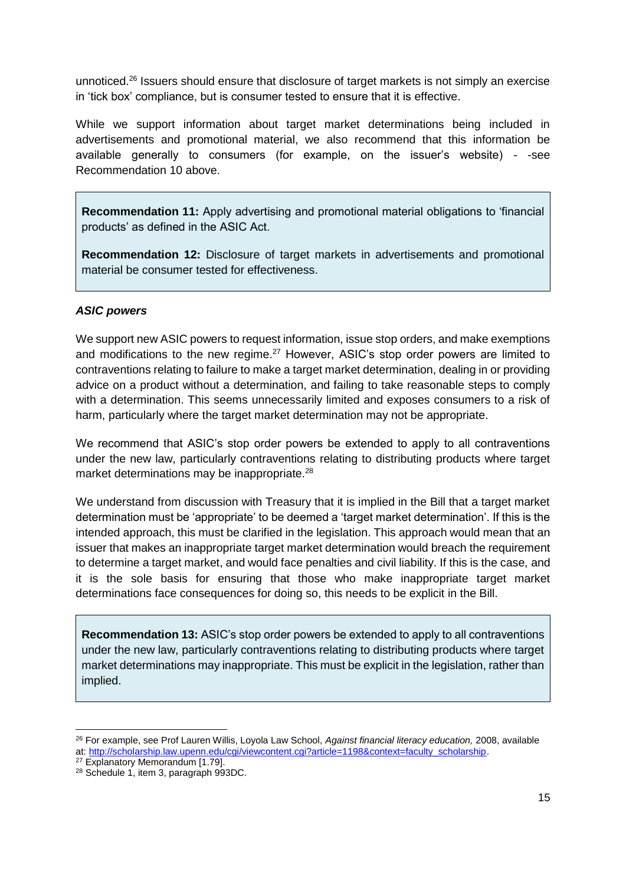unnoticed.[26] Issuers should ensure that disclosure of target markets is not simply an exercise in 'tick box' compliance, but is consumer tested to ensure that it is effective.

While we support information about target market determinations being included in advertisements and promotional material, we also recommend that this information be available generally to consumers (for example, on the issuer's website) - -see Recommendation 10 above.

> **Recommendation 11:** Apply advertising and promotional material obligations to 'financial products' as defined in the ASIC Act.
>
> **Recommendation 12:** Disclosure of target markets in advertisements and promotional material be consumer tested for effectiveness.

***ASIC powers***

We support new ASIC powers to request information, issue stop orders, and make exemptions and modifications to the new regime.[27] However, ASIC's stop order powers are limited to contraventions relating to failure to make a target market determination, dealing in or providing advice on a product without a determination, and failing to take reasonable steps to comply with a determination. This seems unnecessarily limited and exposes consumers to a risk of harm, particularly where the target market determination may not be appropriate.

We recommend that ASIC's stop order powers be extended to apply to all contraventions under the new law, particularly contraventions relating to distributing products where target market determinations may be inappropriate.[28]

We understand from discussion with Treasury that it is implied in the Bill that a target market determination must be 'appropriate' to be deemed a 'target market determination'. If this is the intended approach, this must be clarified in the legislation. This approach would mean that an issuer that makes an inappropriate target market determination would breach the requirement to determine a target market, and would face penalties and civil liability. If this is the case, and it is the sole basis for ensuring that those who make inappropriate target market determinations face consequences for doing so, this needs to be explicit in the Bill.

> **Recommendation 13:** ASIC's stop order powers be extended to apply to all contraventions under the new law, particularly contraventions relating to distributing products where target market determinations may inappropriate. This must be explicit in the legislation, rather than implied.

---

[26] For example, see Prof Lauren Willis, Loyola Law School, *Against financial literacy education,* 2008, available at: http://scholarship.law.upenn.edu/cgi/viewcontent.cgi?article=1198&context=faculty_scholarship.

[27] Explanatory Memorandum [1.79].

[28] Schedule 1, item 3, paragraph 993DC.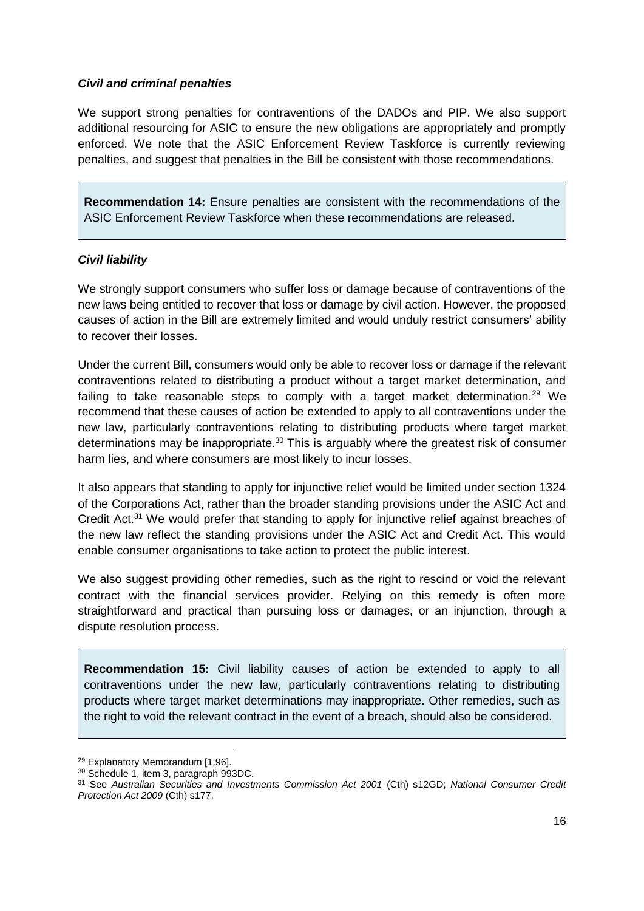### *Civil and criminal penalties*

We support strong penalties for contraventions of the DADOs and PIP. We also support additional resourcing for ASIC to ensure the new obligations are appropriately and promptly enforced. We note that the ASIC Enforcement Review Taskforce is currently reviewing penalties, and suggest that penalties in the Bill be consistent with those recommendations.

> **Recommendation 14:** Ensure penalties are consistent with the recommendations of the ASIC Enforcement Review Taskforce when these recommendations are released.

### *Civil liability*

We strongly support consumers who suffer loss or damage because of contraventions of the new laws being entitled to recover that loss or damage by civil action. However, the proposed causes of action in the Bill are extremely limited and would unduly restrict consumers' ability to recover their losses.

Under the current Bill, consumers would only be able to recover loss or damage if the relevant contraventions related to distributing a product without a target market determination, and failing to take reasonable steps to comply with a target market determination.[29] We recommend that these causes of action be extended to apply to all contraventions under the new law, particularly contraventions relating to distributing products where target market determinations may be inappropriate.[30] This is arguably where the greatest risk of consumer harm lies, and where consumers are most likely to incur losses.

It also appears that standing to apply for injunctive relief would be limited under section 1324 of the Corporations Act, rather than the broader standing provisions under the ASIC Act and Credit Act.[31] We would prefer that standing to apply for injunctive relief against breaches of the new law reflect the standing provisions under the ASIC Act and Credit Act. This would enable consumer organisations to take action to protect the public interest.

We also suggest providing other remedies, such as the right to rescind or void the relevant contract with the financial services provider. Relying on this remedy is often more straightforward and practical than pursuing loss or damages, or an injunction, through a dispute resolution process.

> **Recommendation 15:** Civil liability causes of action be extended to apply to all contraventions under the new law, particularly contraventions relating to distributing products where target market determinations may inappropriate. Other remedies, such as the right to void the relevant contract in the event of a breach, should also be considered.

---

[29] Explanatory Memorandum [1.96].

[30] Schedule 1, item 3, paragraph 993DC.

[31] See *Australian Securities and Investments Commission Act 2001* (Cth) s12GD; *National Consumer Credit Protection Act 2009* (Cth) s177.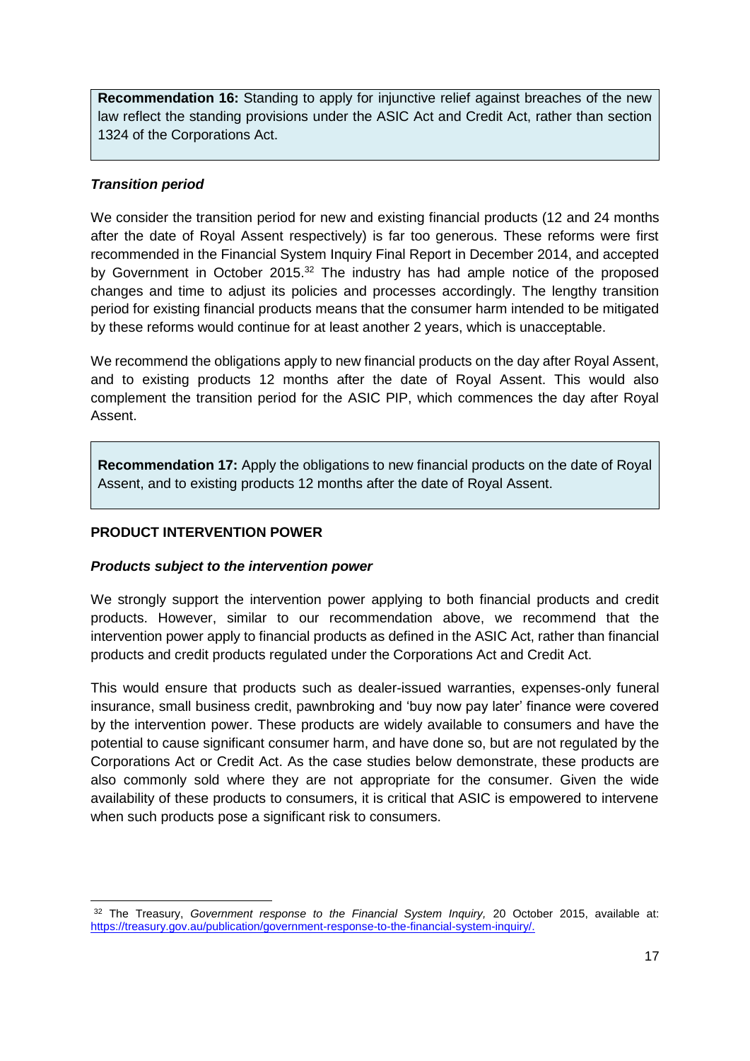**Recommendation 16:** Standing to apply for injunctive relief against breaches of the new law reflect the standing provisions under the ASIC Act and Credit Act, rather than section 1324 of the Corporations Act.

***Transition period***

We consider the transition period for new and existing financial products (12 and 24 months after the date of Royal Assent respectively) is far too generous. These reforms were first recommended in the Financial System Inquiry Final Report in December 2014, and accepted by Government in October 2015.[32] The industry has had ample notice of the proposed changes and time to adjust its policies and processes accordingly. The lengthy transition period for existing financial products means that the consumer harm intended to be mitigated by these reforms would continue for at least another 2 years, which is unacceptable.

We recommend the obligations apply to new financial products on the day after Royal Assent, and to existing products 12 months after the date of Royal Assent. This would also complement the transition period for the ASIC PIP, which commences the day after Royal Assent.

**Recommendation 17:** Apply the obligations to new financial products on the date of Royal Assent, and to existing products 12 months after the date of Royal Assent.

**PRODUCT INTERVENTION POWER**

***Products subject to the intervention power***

We strongly support the intervention power applying to both financial products and credit products. However, similar to our recommendation above, we recommend that the intervention power apply to financial products as defined in the ASIC Act, rather than financial products and credit products regulated under the Corporations Act and Credit Act.

This would ensure that products such as dealer-issued warranties, expenses-only funeral insurance, small business credit, pawnbroking and 'buy now pay later' finance were covered by the intervention power. These products are widely available to consumers and have the potential to cause significant consumer harm, and have done so, but are not regulated by the Corporations Act or Credit Act. As the case studies below demonstrate, these products are also commonly sold where they are not appropriate for the consumer. Given the wide availability of these products to consumers, it is critical that ASIC is empowered to intervene when such products pose a significant risk to consumers.

[32] The Treasury, *Government response to the Financial System Inquiry,* 20 October 2015, available at: https://treasury.gov.au/publication/government-response-to-the-financial-system-inquiry/.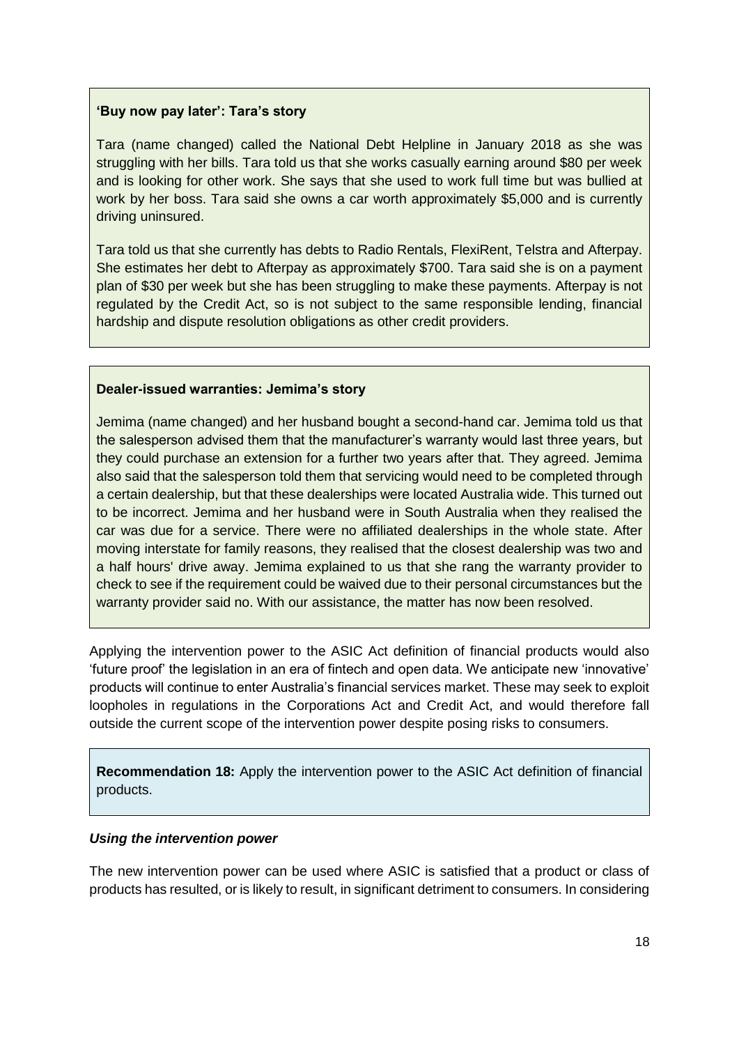**'Buy now pay later': Tara's story**

Tara (name changed) called the National Debt Helpline in January 2018 as she was struggling with her bills. Tara told us that she works casually earning around $80 per week and is looking for other work. She says that she used to work full time but was bullied at work by her boss. Tara said she owns a car worth approximately $5,000 and is currently driving uninsured.

Tara told us that she currently has debts to Radio Rentals, FlexiRent, Telstra and Afterpay. She estimates her debt to Afterpay as approximately $700. Tara said she is on a payment plan of $30 per week but she has been struggling to make these payments. Afterpay is not regulated by the Credit Act, so is not subject to the same responsible lending, financial hardship and dispute resolution obligations as other credit providers.

**Dealer-issued warranties: Jemima's story**

Jemima (name changed) and her husband bought a second-hand car. Jemima told us that the salesperson advised them that the manufacturer's warranty would last three years, but they could purchase an extension for a further two years after that. They agreed. Jemima also said that the salesperson told them that servicing would need to be completed through a certain dealership, but that these dealerships were located Australia wide. This turned out to be incorrect. Jemima and her husband were in South Australia when they realised the car was due for a service. There were no affiliated dealerships in the whole state. After moving interstate for family reasons, they realised that the closest dealership was two and a half hours' drive away. Jemima explained to us that she rang the warranty provider to check to see if the requirement could be waived due to their personal circumstances but the warranty provider said no. With our assistance, the matter has now been resolved.

Applying the intervention power to the ASIC Act definition of financial products would also 'future proof' the legislation in an era of fintech and open data. We anticipate new 'innovative' products will continue to enter Australia's financial services market. These may seek to exploit loopholes in regulations in the Corporations Act and Credit Act, and would therefore fall outside the current scope of the intervention power despite posing risks to consumers.

**Recommendation 18:** Apply the intervention power to the ASIC Act definition of financial products.

### *Using the intervention power*

The new intervention power can be used where ASIC is satisfied that a product or class of products has resulted, or is likely to result, in significant detriment to consumers. In considering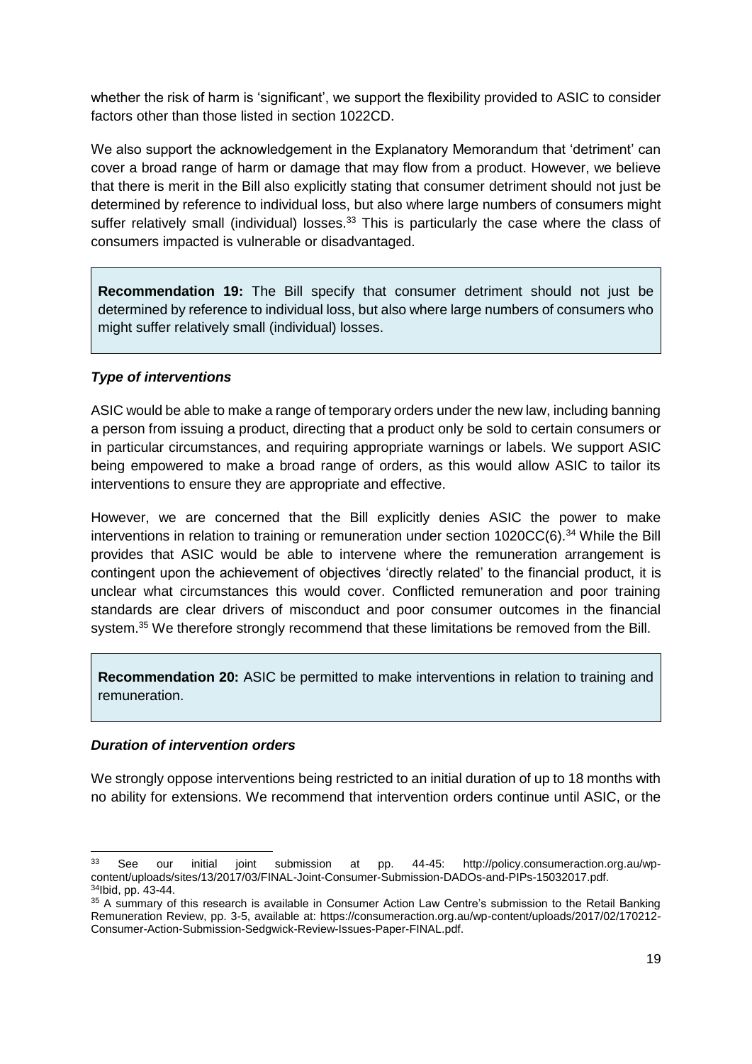whether the risk of harm is 'significant', we support the flexibility provided to ASIC to consider factors other than those listed in section 1022CD.

We also support the acknowledgement in the Explanatory Memorandum that 'detriment' can cover a broad range of harm or damage that may flow from a product. However, we believe that there is merit in the Bill also explicitly stating that consumer detriment should not just be determined by reference to individual loss, but also where large numbers of consumers might suffer relatively small (individual) losses.[33] This is particularly the case where the class of consumers impacted is vulnerable or disadvantaged.

> **Recommendation 19:** The Bill specify that consumer detriment should not just be determined by reference to individual loss, but also where large numbers of consumers who might suffer relatively small (individual) losses.

### *Type of interventions*

ASIC would be able to make a range of temporary orders under the new law, including banning a person from issuing a product, directing that a product only be sold to certain consumers or in particular circumstances, and requiring appropriate warnings or labels. We support ASIC being empowered to make a broad range of orders, as this would allow ASIC to tailor its interventions to ensure they are appropriate and effective.

However, we are concerned that the Bill explicitly denies ASIC the power to make interventions in relation to training or remuneration under section 1020CC(6).[34] While the Bill provides that ASIC would be able to intervene where the remuneration arrangement is contingent upon the achievement of objectives 'directly related' to the financial product, it is unclear what circumstances this would cover. Conflicted remuneration and poor training standards are clear drivers of misconduct and poor consumer outcomes in the financial system.[35] We therefore strongly recommend that these limitations be removed from the Bill.

> **Recommendation 20:** ASIC be permitted to make interventions in relation to training and remuneration.

### *Duration of intervention orders*

We strongly oppose interventions being restricted to an initial duration of up to 18 months with no ability for extensions. We recommend that intervention orders continue until ASIC, or the

---

[33] See our initial joint submission at pp. 44-45: http://policy.consumeraction.org.au/wp-content/uploads/sites/13/2017/03/FINAL-Joint-Consumer-Submission-DADOs-and-PIPs-15032017.pdf.

[34] Ibid, pp. 43-44.

[35] A summary of this research is available in Consumer Action Law Centre's submission to the Retail Banking Remuneration Review, pp. 3-5, available at: https://consumeraction.org.au/wp-content/uploads/2017/02/170212-Consumer-Action-Submission-Sedgwick-Review-Issues-Paper-FINAL.pdf.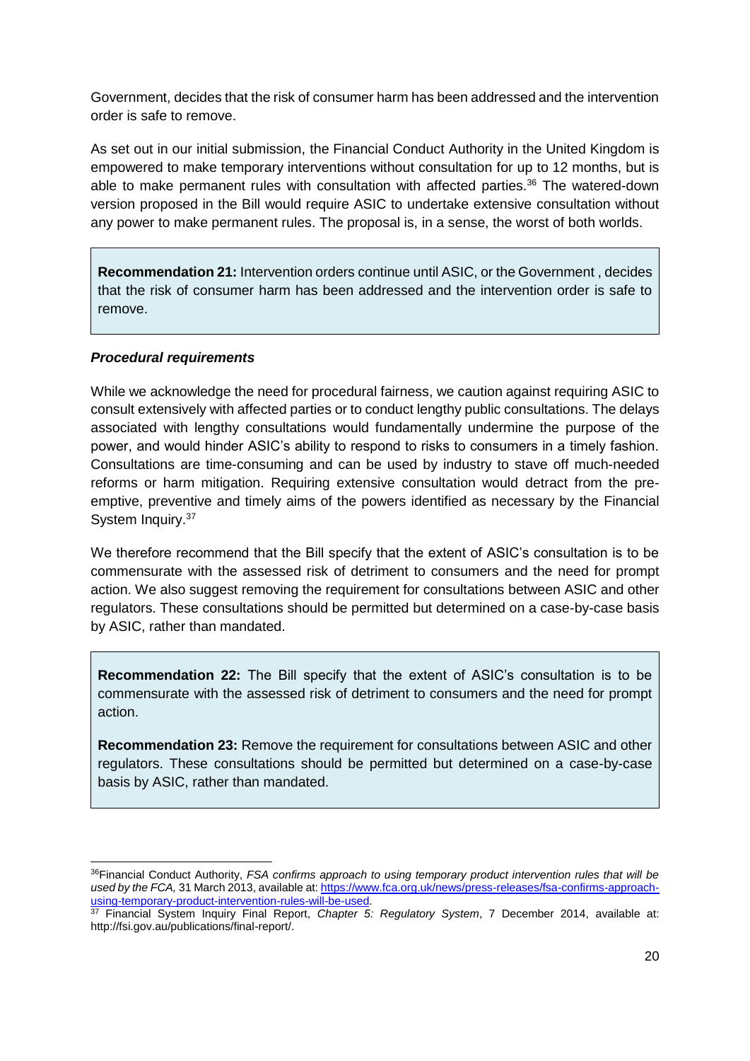Government, decides that the risk of consumer harm has been addressed and the intervention order is safe to remove.

As set out in our initial submission, the Financial Conduct Authority in the United Kingdom is empowered to make temporary interventions without consultation for up to 12 months, but is able to make permanent rules with consultation with affected parties.[36] The watered-down version proposed in the Bill would require ASIC to undertake extensive consultation without any power to make permanent rules. The proposal is, in a sense, the worst of both worlds.

> **Recommendation 21:** Intervention orders continue until ASIC, or the Government , decides that the risk of consumer harm has been addressed and the intervention order is safe to remove.

***Procedural requirements***

While we acknowledge the need for procedural fairness, we caution against requiring ASIC to consult extensively with affected parties or to conduct lengthy public consultations. The delays associated with lengthy consultations would fundamentally undermine the purpose of the power, and would hinder ASIC's ability to respond to risks to consumers in a timely fashion. Consultations are time-consuming and can be used by industry to stave off much-needed reforms or harm mitigation. Requiring extensive consultation would detract from the pre-emptive, preventive and timely aims of the powers identified as necessary by the Financial System Inquiry.[37]

We therefore recommend that the Bill specify that the extent of ASIC's consultation is to be commensurate with the assessed risk of detriment to consumers and the need for prompt action. We also suggest removing the requirement for consultations between ASIC and other regulators. These consultations should be permitted but determined on a case-by-case basis by ASIC, rather than mandated.

> **Recommendation 22:** The Bill specify that the extent of ASIC's consultation is to be commensurate with the assessed risk of detriment to consumers and the need for prompt action.
>
> **Recommendation 23:** Remove the requirement for consultations between ASIC and other regulators. These consultations should be permitted but determined on a case-by-case basis by ASIC, rather than mandated.

---

[36] Financial Conduct Authority, *FSA confirms approach to using temporary product intervention rules that will be used by the FCA,* 31 March 2013, available at: https://www.fca.org.uk/news/press-releases/fsa-confirms-approach-using-temporary-product-intervention-rules-will-be-used.

[37] Financial System Inquiry Final Report, *Chapter 5: Regulatory System*, 7 December 2014, available at: http://fsi.gov.au/publications/final-report/.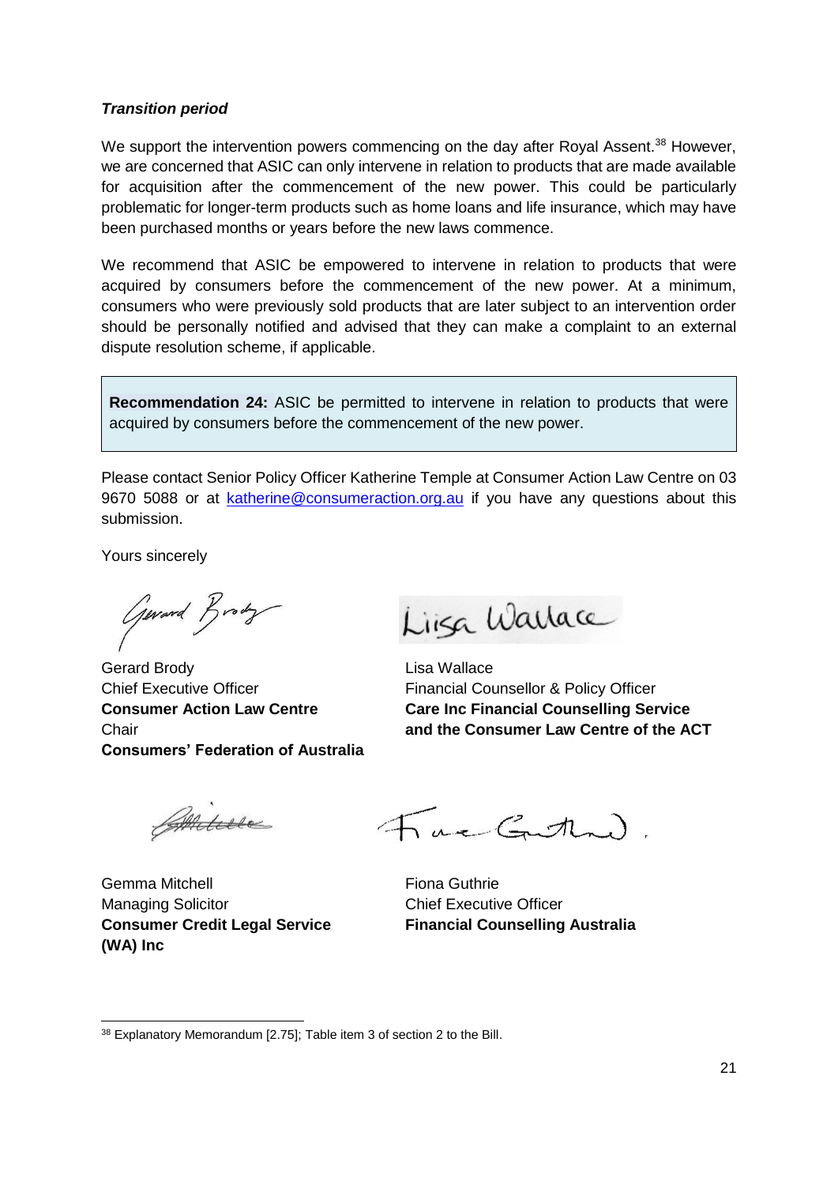***Transition period***

We support the intervention powers commencing on the day after Royal Assent.[38] However, we are concerned that ASIC can only intervene in relation to products that are made available for acquisition after the commencement of the new power. This could be particularly problematic for longer-term products such as home loans and life insurance, which may have been purchased months or years before the new laws commence.

We recommend that ASIC be empowered to intervene in relation to products that were acquired by consumers before the commencement of the new power. At a minimum, consumers who were previously sold products that are later subject to an intervention order should be personally notified and advised that they can make a complaint to an external dispute resolution scheme, if applicable.

> **Recommendation 24:** ASIC be permitted to intervene in relation to products that were acquired by consumers before the commencement of the new power.

Please contact Senior Policy Officer Katherine Temple at Consumer Action Law Centre on 03 9670 5088 or at katherine@consumeraction.org.au if you have any questions about this submission.

Yours sincerely

Gerard Brody
Chief Executive Officer
**Consumer Action Law Centre**
Chair
**Consumers' Federation of Australia**

Lisa Wallace
Financial Counsellor & Policy Officer
**Care Inc Financial Counselling Service and the Consumer Law Centre of the ACT**

Gemma Mitchell
Managing Solicitor
**Consumer Credit Legal Service (WA) Inc**

Fiona Guthrie
Chief Executive Officer
**Financial Counselling Australia**

---

[38] Explanatory Memorandum [2.75]; Table item 3 of section 2 to the Bill.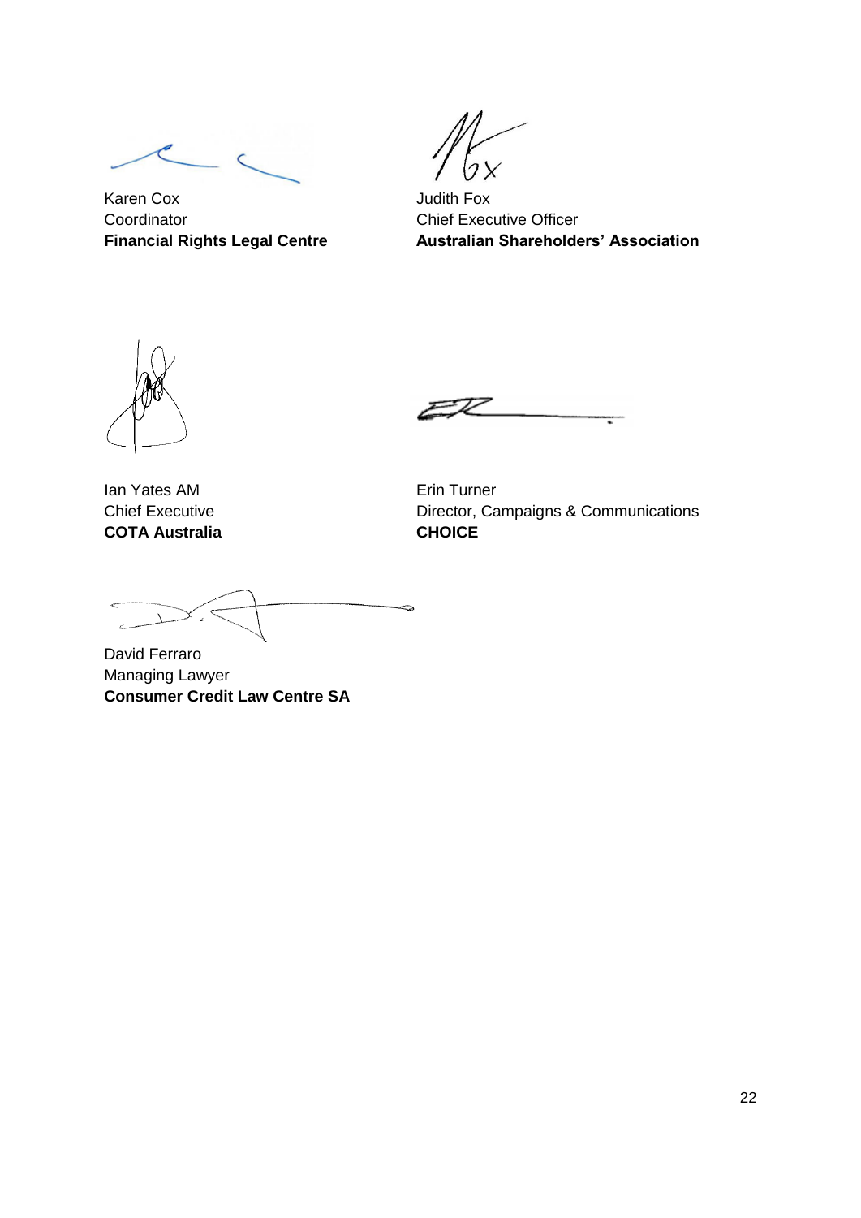Karen Cox
Coordinator
**Financial Rights Legal Centre**

Judith Fox
Chief Executive Officer
**Australian Shareholders' Association**

Ian Yates AM
Chief Executive
**COTA Australia**

Erin Turner
Director, Campaigns & Communications
**CHOICE**

David Ferraro
Managing Lawyer
**Consumer Credit Law Centre SA**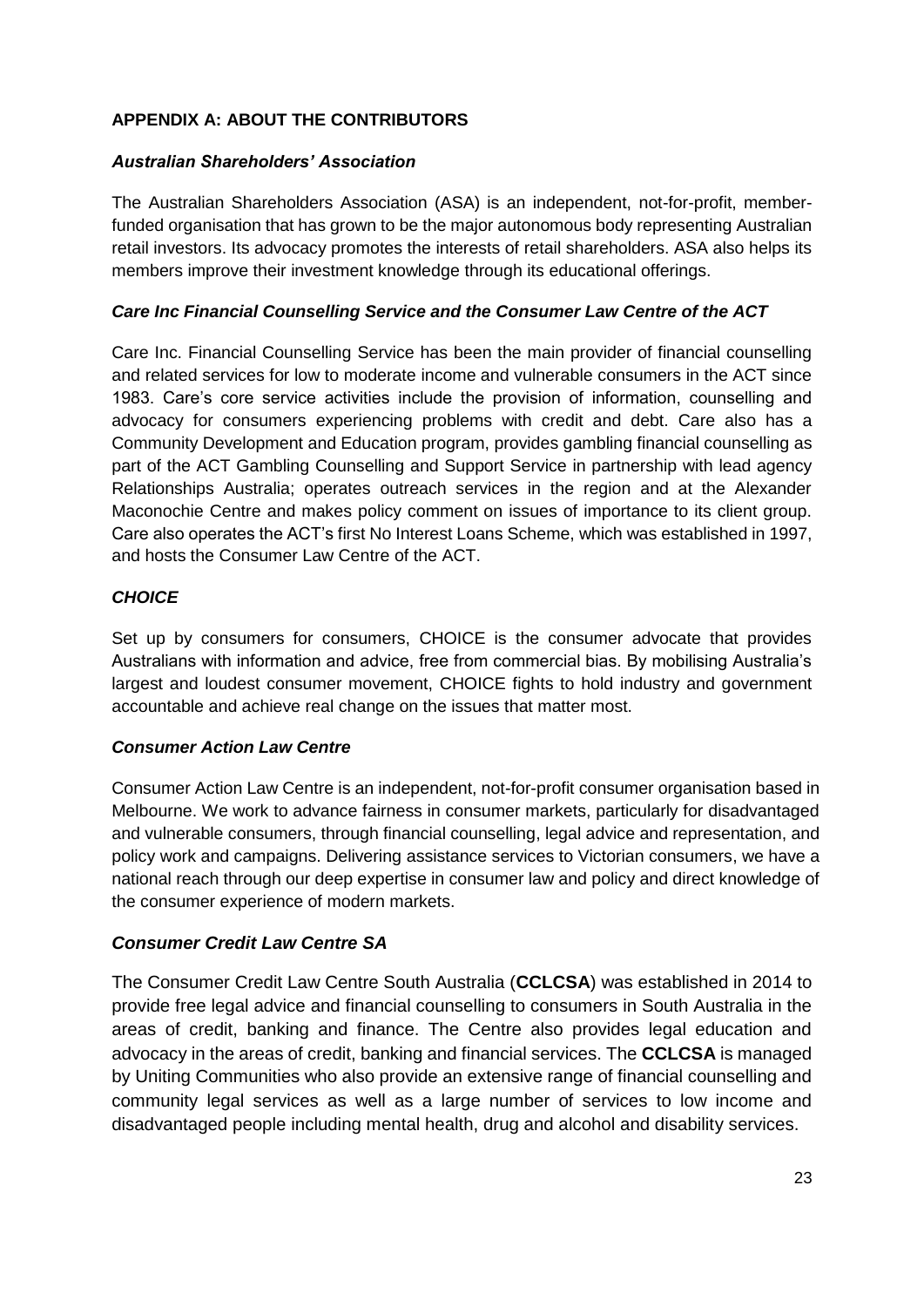## APPENDIX A: ABOUT THE CONTRIBUTORS

### *Australian Shareholders' Association*

The Australian Shareholders Association (ASA) is an independent, not-for-profit, member-funded organisation that has grown to be the major autonomous body representing Australian retail investors. Its advocacy promotes the interests of retail shareholders. ASA also helps its members improve their investment knowledge through its educational offerings.

### *Care Inc Financial Counselling Service and the Consumer Law Centre of the ACT*

Care Inc. Financial Counselling Service has been the main provider of financial counselling and related services for low to moderate income and vulnerable consumers in the ACT since 1983. Care's core service activities include the provision of information, counselling and advocacy for consumers experiencing problems with credit and debt. Care also has a Community Development and Education program, provides gambling financial counselling as part of the ACT Gambling Counselling and Support Service in partnership with lead agency Relationships Australia; operates outreach services in the region and at the Alexander Maconochie Centre and makes policy comment on issues of importance to its client group. Care also operates the ACT's first No Interest Loans Scheme, which was established in 1997, and hosts the Consumer Law Centre of the ACT.

### *CHOICE*

Set up by consumers for consumers, CHOICE is the consumer advocate that provides Australians with information and advice, free from commercial bias. By mobilising Australia's largest and loudest consumer movement, CHOICE fights to hold industry and government accountable and achieve real change on the issues that matter most.

### *Consumer Action Law Centre*

Consumer Action Law Centre is an independent, not-for-profit consumer organisation based in Melbourne. We work to advance fairness in consumer markets, particularly for disadvantaged and vulnerable consumers, through financial counselling, legal advice and representation, and policy work and campaigns. Delivering assistance services to Victorian consumers, we have a national reach through our deep expertise in consumer law and policy and direct knowledge of the consumer experience of modern markets.

### *Consumer Credit Law Centre SA*

The Consumer Credit Law Centre South Australia (**CCLCSA**) was established in 2014 to provide free legal advice and financial counselling to consumers in South Australia in the areas of credit, banking and finance. The Centre also provides legal education and advocacy in the areas of credit, banking and financial services. The **CCLCSA** is managed by Uniting Communities who also provide an extensive range of financial counselling and community legal services as well as a large number of services to low income and disadvantaged people including mental health, drug and alcohol and disability services.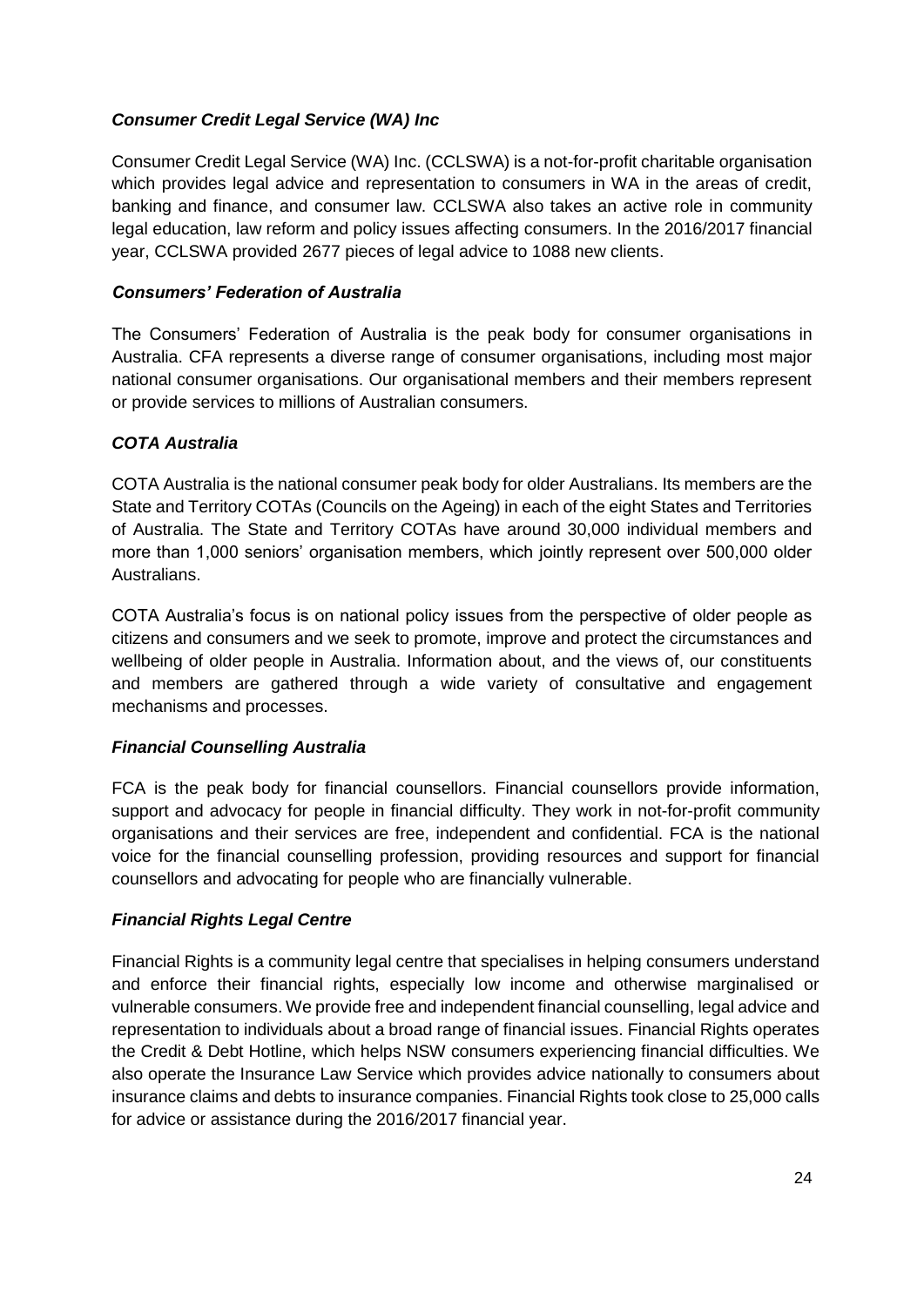### *Consumer Credit Legal Service (WA) Inc*

Consumer Credit Legal Service (WA) Inc. (CCLSWA) is a not-for-profit charitable organisation which provides legal advice and representation to consumers in WA in the areas of credit, banking and finance, and consumer law. CCLSWA also takes an active role in community legal education, law reform and policy issues affecting consumers. In the 2016/2017 financial year, CCLSWA provided 2677 pieces of legal advice to 1088 new clients.

### *Consumers' Federation of Australia*

The Consumers' Federation of Australia is the peak body for consumer organisations in Australia. CFA represents a diverse range of consumer organisations, including most major national consumer organisations. Our organisational members and their members represent or provide services to millions of Australian consumers.

### *COTA Australia*

COTA Australia is the national consumer peak body for older Australians. Its members are the State and Territory COTAs (Councils on the Ageing) in each of the eight States and Territories of Australia. The State and Territory COTAs have around 30,000 individual members and more than 1,000 seniors' organisation members, which jointly represent over 500,000 older Australians.

COTA Australia's focus is on national policy issues from the perspective of older people as citizens and consumers and we seek to promote, improve and protect the circumstances and wellbeing of older people in Australia. Information about, and the views of, our constituents and members are gathered through a wide variety of consultative and engagement mechanisms and processes.

### *Financial Counselling Australia*

FCA is the peak body for financial counsellors. Financial counsellors provide information, support and advocacy for people in financial difficulty. They work in not-for-profit community organisations and their services are free, independent and confidential. FCA is the national voice for the financial counselling profession, providing resources and support for financial counsellors and advocating for people who are financially vulnerable.

### *Financial Rights Legal Centre*

Financial Rights is a community legal centre that specialises in helping consumers understand and enforce their financial rights, especially low income and otherwise marginalised or vulnerable consumers. We provide free and independent financial counselling, legal advice and representation to individuals about a broad range of financial issues. Financial Rights operates the Credit & Debt Hotline, which helps NSW consumers experiencing financial difficulties. We also operate the Insurance Law Service which provides advice nationally to consumers about insurance claims and debts to insurance companies. Financial Rights took close to 25,000 calls for advice or assistance during the 2016/2017 financial year.